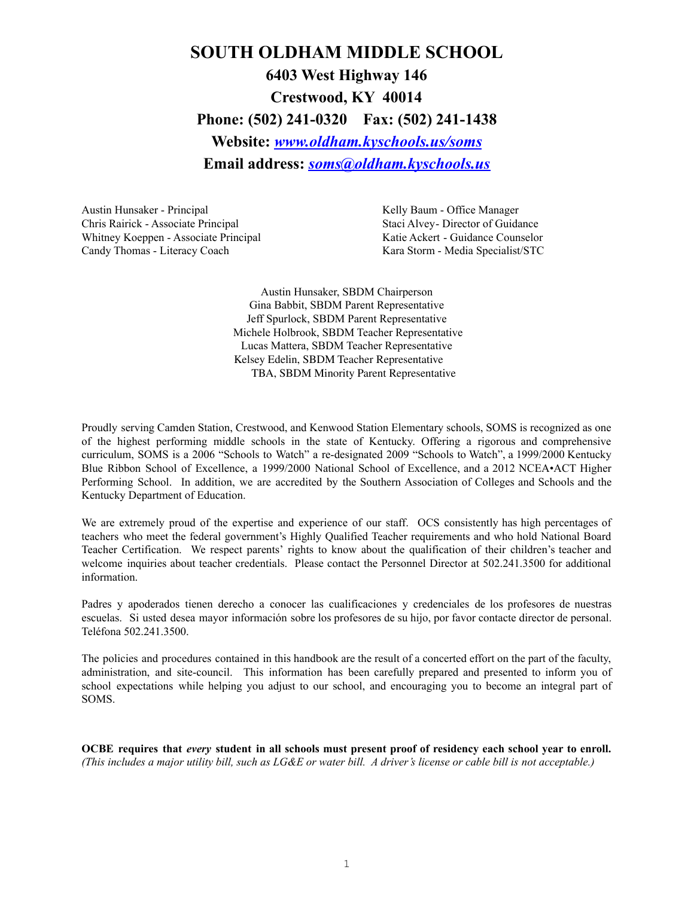# SOUTH OLDHAM MIDDLE SCHOOL

## 6403 West Highway 146

## Crestwood, KY 40014

## Phone: (502) 241-0320 Fax: (502) 241-1438

## Website: [www.oldham.kyschools.us/soms](www.oldham.kyschools.us/soms)

## Email address: [soms@oldham.kyschools.us](mailto:soms@oldham.kyschools.us)

Austin Hunsaker - Principal
Chris Rairick - Associate Principal
Whitney Koeppen - Associate Principal
Candy Thomas - Literacy Coach

Kelly Baum - Office Manager
Staci Alvey- Director of Guidance
Katie Ackert - Guidance Counselor
Kara Storm - Media Specialist/STC

Austin Hunsaker, SBDM Chairperson
Gina Babbit, SBDM Parent Representative
Jeff Spurlock, SBDM Parent Representative
Michele Holbrook, SBDM Teacher Representative
Lucas Mattera, SBDM Teacher Representative
Kelsey Edelin, SBDM Teacher Representative
TBA, SBDM Minority Parent Representative

Proudly serving Camden Station, Crestwood, and Kenwood Station Elementary schools, SOMS is recognized as one of the highest performing middle schools in the state of Kentucky. Offering a rigorous and comprehensive curriculum, SOMS is a 2006 "Schools to Watch" a re-designated 2009 "Schools to Watch", a 1999/2000 Kentucky Blue Ribbon School of Excellence, a 1999/2000 National School of Excellence, and a 2012 NCEA•ACT Higher Performing School. In addition, we are accredited by the Southern Association of Colleges and Schools and the Kentucky Department of Education.

We are extremely proud of the expertise and experience of our staff. OCS consistently has high percentages of teachers who meet the federal government's Highly Qualified Teacher requirements and who hold National Board Teacher Certification. We respect parents' rights to know about the qualification of their children's teacher and welcome inquiries about teacher credentials. Please contact the Personnel Director at 502.241.3500 for additional information.

Padres y apoderados tienen derecho a conocer las cualificaciones y credenciales de los profesores de nuestras escuelas. Si usted desea mayor información sobre los profesores de su hijo, por favor contacte director de personal. Teléfona 502.241.3500.

The policies and procedures contained in this handbook are the result of a concerted effort on the part of the faculty, administration, and site-council. This information has been carefully prepared and presented to inform you of school expectations while helping you adjust to our school, and encouraging you to become an integral part of SOMS.

**OCBE requires that *every* student in all schools must present proof of residency each school year to enroll.** *(This includes a major utility bill, such as LG&E or water bill. A driver's license or cable bill is not acceptable.)*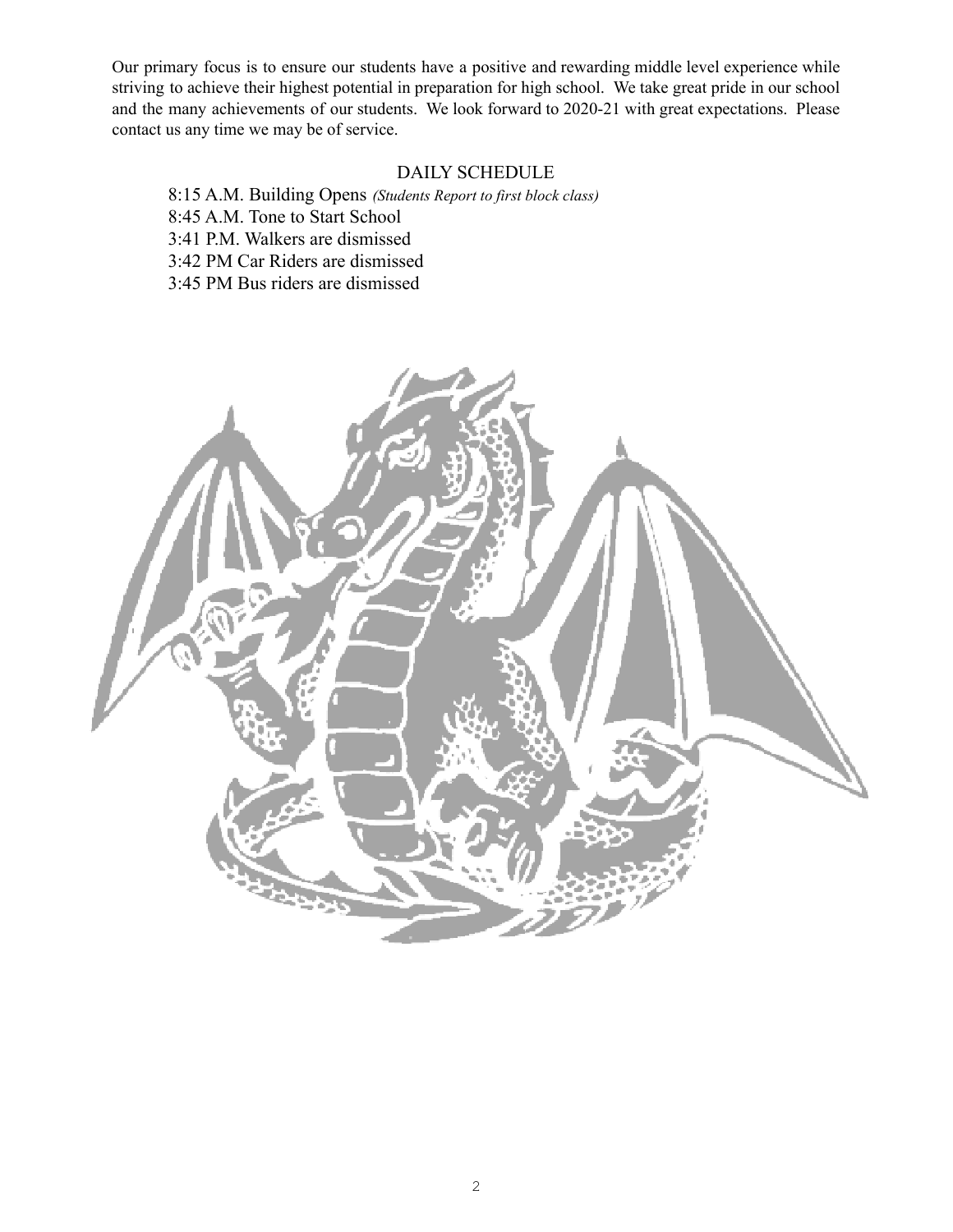Our primary focus is to ensure our students have a positive and rewarding middle level experience while striving to achieve their highest potential in preparation for high school. We take great pride in our school and the many achievements of our students. We look forward to 2020-21 with great expectations. Please contact us any time we may be of service.

## DAILY SCHEDULE

8:15 A.M. Building Opens *(Students Report to first block class)*
8:45 A.M. Tone to Start School
3:41 P.M. Walkers are dismissed
3:42 PM Car Riders are dismissed
3:45 PM Bus riders are dismissed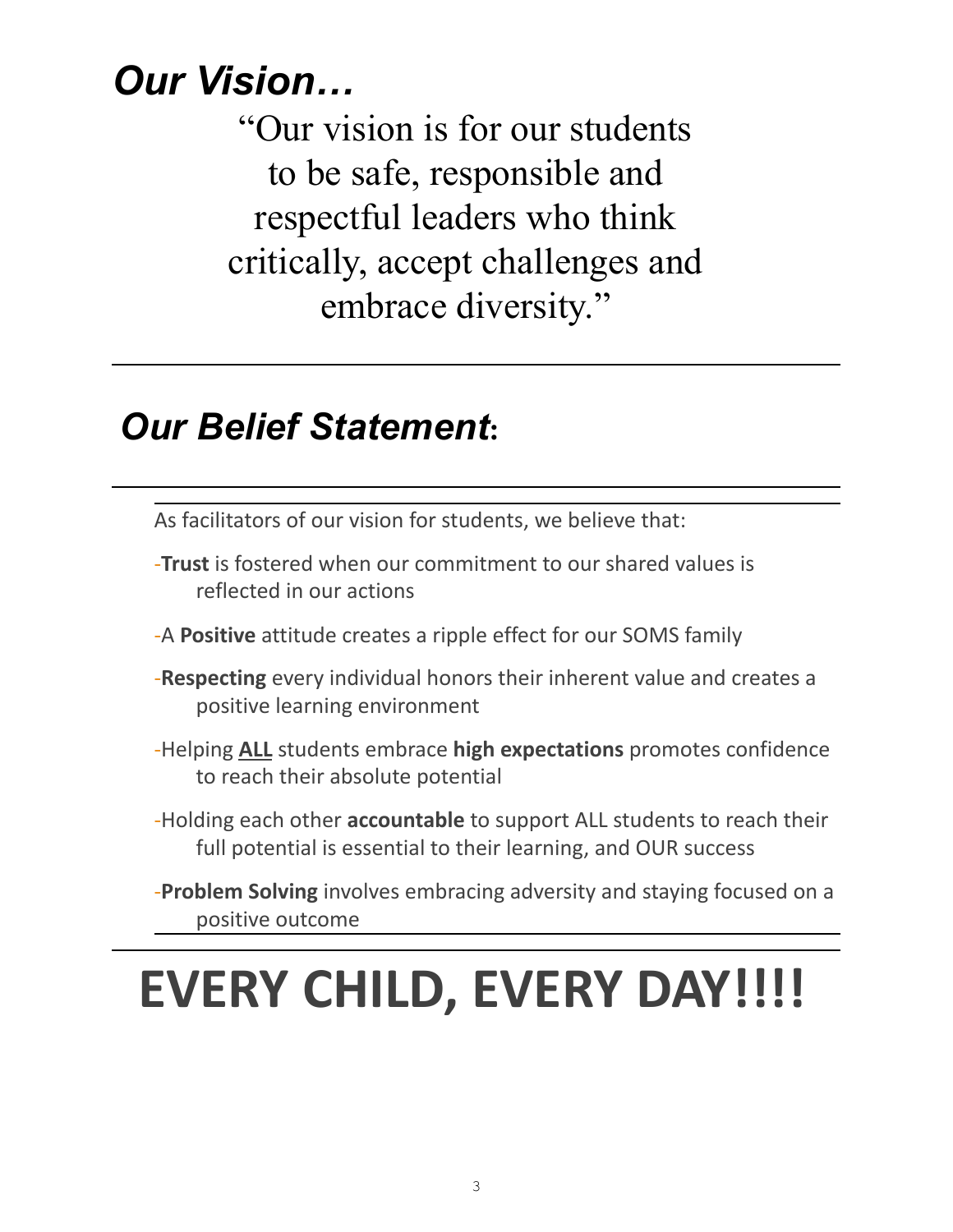## *Our Vision…*

"Our vision is for our students to be safe, responsible and respectful leaders who think critically, accept challenges and embrace diversity."

---

## *Our Belief Statement*:

---

As facilitators of our vision for students, we believe that:

-**Trust** is fostered when our commitment to our shared values is reflected in our actions

-A **Positive** attitude creates a ripple effect for our SOMS family

-**Respecting** every individual honors their inherent value and creates a positive learning environment

-Helping **<u>ALL</u>** students embrace **high expectations** promotes confidence to reach their absolute potential

-Holding each other **accountable** to support ALL students to reach their full potential is essential to their learning, and OUR success

-**Problem Solving** involves embracing adversity and staying focused on a positive outcome

---

# EVERY CHILD, EVERY DAY!!!!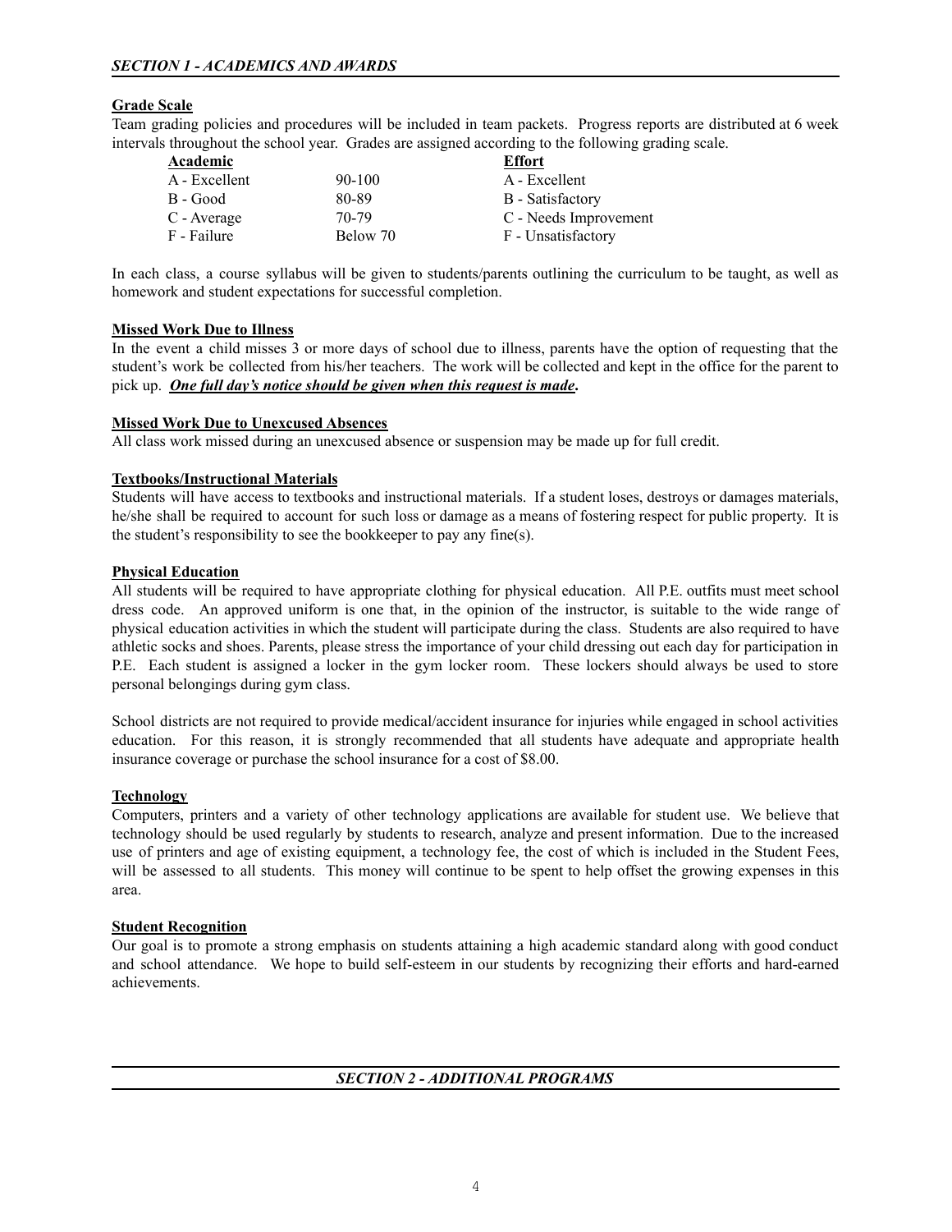## SECTION 1 - ACADEMICS AND AWARDS

### Grade Scale

Team grading policies and procedures will be included in team packets. Progress reports are distributed at 6 week intervals throughout the school year. Grades are assigned according to the following grading scale.

| Academic | | Effort |
|---|---|---|
| A - Excellent | 90-100 | A - Excellent |
| B - Good | 80-89 | B - Satisfactory |
| C - Average | 70-79 | C - Needs Improvement |
| F - Failure | Below 70 | F - Unsatisfactory |

In each class, a course syllabus will be given to students/parents outlining the curriculum to be taught, as well as homework and student expectations for successful completion.

### Missed Work Due to Illness

In the event a child misses 3 or more days of school due to illness, parents have the option of requesting that the student's work be collected from his/her teachers. The work will be collected and kept in the office for the parent to pick up. ***One full day's notice should be given when this request is made*.**

### Missed Work Due to Unexcused Absences

All class work missed during an unexcused absence or suspension may be made up for full credit.

### Textbooks/Instructional Materials

Students will have access to textbooks and instructional materials. If a student loses, destroys or damages materials, he/she shall be required to account for such loss or damage as a means of fostering respect for public property. It is the student's responsibility to see the bookkeeper to pay any fine(s).

### Physical Education

All students will be required to have appropriate clothing for physical education. All P.E. outfits must meet school dress code. An approved uniform is one that, in the opinion of the instructor, is suitable to the wide range of physical education activities in which the student will participate during the class. Students are also required to have athletic socks and shoes. Parents, please stress the importance of your child dressing out each day for participation in P.E. Each student is assigned a locker in the gym locker room. These lockers should always be used to store personal belongings during gym class.

School districts are not required to provide medical/accident insurance for injuries while engaged in school activities education. For this reason, it is strongly recommended that all students have adequate and appropriate health insurance coverage or purchase the school insurance for a cost of $8.00.

### Technology

Computers, printers and a variety of other technology applications are available for student use. We believe that technology should be used regularly by students to research, analyze and present information. Due to the increased use of printers and age of existing equipment, a technology fee, the cost of which is included in the Student Fees, will be assessed to all students. This money will continue to be spent to help offset the growing expenses in this area.

### Student Recognition

Our goal is to promote a strong emphasis on students attaining a high academic standard along with good conduct and school attendance. We hope to build self-esteem in our students by recognizing their efforts and hard-earned achievements.

## SECTION 2 - ADDITIONAL PROGRAMS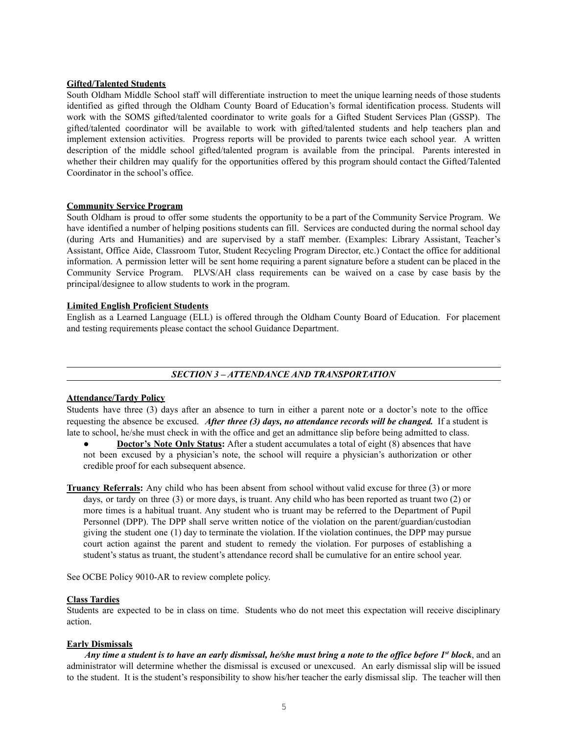**Gifted/Talented Students**

South Oldham Middle School staff will differentiate instruction to meet the unique learning needs of those students identified as gifted through the Oldham County Board of Education's formal identification process. Students will work with the SOMS gifted/talented coordinator to write goals for a Gifted Student Services Plan (GSSP). The gifted/talented coordinator will be available to work with gifted/talented students and help teachers plan and implement extension activities. Progress reports will be provided to parents twice each school year. A written description of the middle school gifted/talented program is available from the principal. Parents interested in whether their children may qualify for the opportunities offered by this program should contact the Gifted/Talented Coordinator in the school's office.

**Community Service Program**

South Oldham is proud to offer some students the opportunity to be a part of the Community Service Program. We have identified a number of helping positions students can fill. Services are conducted during the normal school day (during Arts and Humanities) and are supervised by a staff member. (Examples: Library Assistant, Teacher's Assistant, Office Aide, Classroom Tutor, Student Recycling Program Director, etc.) Contact the office for additional information. A permission letter will be sent home requiring a parent signature before a student can be placed in the Community Service Program. PLVS/AH class requirements can be waived on a case by case basis by the principal/designee to allow students to work in the program.

**Limited English Proficient Students**

English as a Learned Language (ELL) is offered through the Oldham County Board of Education. For placement and testing requirements please contact the school Guidance Department.

---

## *SECTION 3 – ATTENDANCE AND TRANSPORTATION*

---

**Attendance/Tardy Policy**

Students have three (3) days after an absence to turn in either a parent note or a doctor's note to the office requesting the absence be excused. ***After three (3) days, no attendance records will be changed.*** If a student is late to school, he/she must check in with the office and get an admittance slip before being admitted to class.

- **Doctor's Note Only Status:** After a student accumulates a total of eight (8) absences that have not been excused by a physician's note, the school will require a physician's authorization or other credible proof for each subsequent absence.

**Truancy Referrals:** Any child who has been absent from school without valid excuse for three (3) or more days, or tardy on three (3) or more days, is truant. Any child who has been reported as truant two (2) or more times is a habitual truant. Any student who is truant may be referred to the Department of Pupil Personnel (DPP). The DPP shall serve written notice of the violation on the parent/guardian/custodian giving the student one (1) day to terminate the violation. If the violation continues, the DPP may pursue court action against the parent and student to remedy the violation. For purposes of establishing a student's status as truant, the student's attendance record shall be cumulative for an entire school year.

See OCBE Policy 9010-AR to review complete policy.

**Class Tardies**

Students are expected to be in class on time. Students who do not meet this expectation will receive disciplinary action.

**Early Dismissals**

***Any time a student is to have an early dismissal, he/she must bring a note to the office before 1st block***, and an administrator will determine whether the dismissal is excused or unexcused. An early dismissal slip will be issued to the student. It is the student's responsibility to show his/her teacher the early dismissal slip. The teacher will then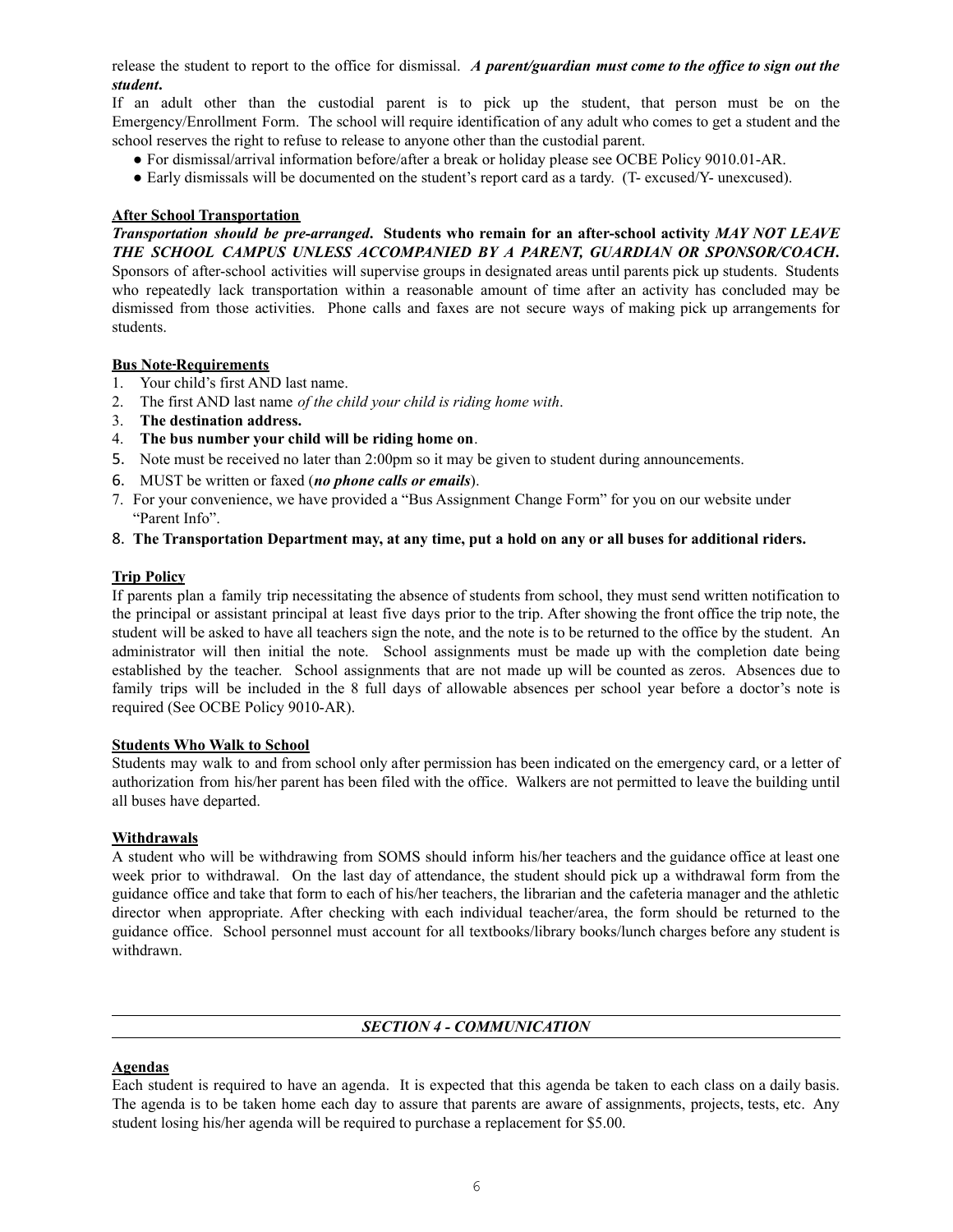release the student to report to the office for dismissal. ***A parent/guardian must come to the office to sign out the student*.**

If an adult other than the custodial parent is to pick up the student, that person must be on the Emergency/Enrollment Form. The school will require identification of any adult who comes to get a student and the school reserves the right to refuse to release to anyone other than the custodial parent.

- For dismissal/arrival information before/after a break or holiday please see OCBE Policy 9010.01-AR.
- Early dismissals will be documented on the student's report card as a tardy. (T- excused/Y- unexcused).

**After School Transportation**

***Transportation should be pre-arranged*. Students who remain for an after-school activity *MAY NOT LEAVE THE SCHOOL CAMPUS UNLESS ACCOMPANIED BY A PARENT, GUARDIAN OR SPONSOR/COACH*.** Sponsors of after-school activities will supervise groups in designated areas until parents pick up students. Students who repeatedly lack transportation within a reasonable amount of time after an activity has concluded may be dismissed from those activities. Phone calls and faxes are not secure ways of making pick up arrangements for students.

**Bus Note-Requirements**

1. Your child's first AND last name.
2. The first AND last name *of the child your child is riding home with*.
3. **The destination address.**
4. **The bus number your child will be riding home on**.
5. Note must be received no later than 2:00pm so it may be given to student during announcements.
6. MUST be written or faxed (***no phone calls or emails***).
7. For your convenience, we have provided a "Bus Assignment Change Form" for you on our website under "Parent Info".
8. **The Transportation Department may, at any time, put a hold on any or all buses for additional riders.**

**Trip Policy**

If parents plan a family trip necessitating the absence of students from school, they must send written notification to the principal or assistant principal at least five days prior to the trip. After showing the front office the trip note, the student will be asked to have all teachers sign the note, and the note is to be returned to the office by the student. An administrator will then initial the note. School assignments must be made up with the completion date being established by the teacher. School assignments that are not made up will be counted as zeros. Absences due to family trips will be included in the 8 full days of allowable absences per school year before a doctor's note is required (See OCBE Policy 9010-AR).

**Students Who Walk to School**

Students may walk to and from school only after permission has been indicated on the emergency card, or a letter of authorization from his/her parent has been filed with the office. Walkers are not permitted to leave the building until all buses have departed.

**Withdrawals**

A student who will be withdrawing from SOMS should inform his/her teachers and the guidance office at least one week prior to withdrawal. On the last day of attendance, the student should pick up a withdrawal form from the guidance office and take that form to each of his/her teachers, the librarian and the cafeteria manager and the athletic director when appropriate. After checking with each individual teacher/area, the form should be returned to the guidance office. School personnel must account for all textbooks/library books/lunch charges before any student is withdrawn.

## *SECTION 4 - COMMUNICATION*

**Agendas**

Each student is required to have an agenda. It is expected that this agenda be taken to each class on a daily basis. The agenda is to be taken home each day to assure that parents are aware of assignments, projects, tests, etc. Any student losing his/her agenda will be required to purchase a replacement for $5.00.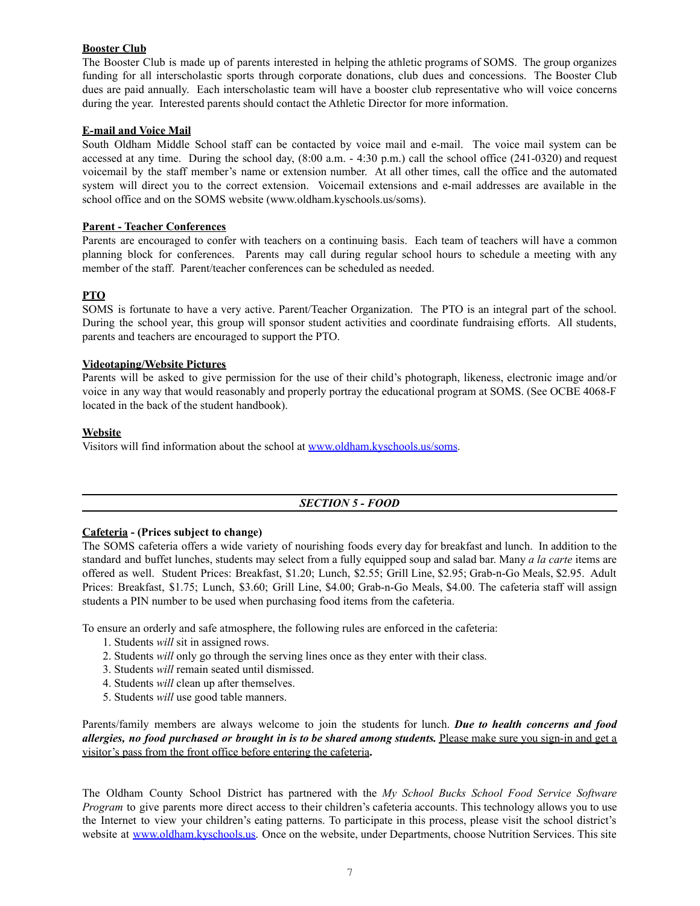**Booster Club**
The Booster Club is made up of parents interested in helping the athletic programs of SOMS. The group organizes funding for all interscholastic sports through corporate donations, club dues and concessions. The Booster Club dues are paid annually. Each interscholastic team will have a booster club representative who will voice concerns during the year. Interested parents should contact the Athletic Director for more information.

**E-mail and Voice Mail**
South Oldham Middle School staff can be contacted by voice mail and e-mail. The voice mail system can be accessed at any time. During the school day, (8:00 a.m. - 4:30 p.m.) call the school office (241-0320) and request voicemail by the staff member's name or extension number. At all other times, call the office and the automated system will direct you to the correct extension. Voicemail extensions and e-mail addresses are available in the school office and on the SOMS website (www.oldham.kyschools.us/soms).

**Parent - Teacher Conferences**
Parents are encouraged to confer with teachers on a continuing basis. Each team of teachers will have a common planning block for conferences. Parents may call during regular school hours to schedule a meeting with any member of the staff. Parent/teacher conferences can be scheduled as needed.

**PTO**
SOMS is fortunate to have a very active. Parent/Teacher Organization. The PTO is an integral part of the school. During the school year, this group will sponsor student activities and coordinate fundraising efforts. All students, parents and teachers are encouraged to support the PTO.

**Videotaping/Website Pictures**
Parents will be asked to give permission for the use of their child's photograph, likeness, electronic image and/or voice in any way that would reasonably and properly portray the educational program at SOMS. (See OCBE 4068-F located in the back of the student handbook).

**Website**
Visitors will find information about the school at [www.oldham.kyschools.us/soms](www.oldham.kyschools.us/soms).

## *SECTION 5 - FOOD*

**Cafeteria - (Prices subject to change)**
The SOMS cafeteria offers a wide variety of nourishing foods every day for breakfast and lunch. In addition to the standard and buffet lunches, students may select from a fully equipped soup and salad bar. Many *a la carte* items are offered as well. Student Prices: Breakfast, $1.20; Lunch, $2.55; Grill Line, $2.95; Grab-n-Go Meals, $2.95. Adult Prices: Breakfast, $1.75; Lunch, $3.60; Grill Line, $4.00; Grab-n-Go Meals, $4.00. The cafeteria staff will assign students a PIN number to be used when purchasing food items from the cafeteria.

To ensure an orderly and safe atmosphere, the following rules are enforced in the cafeteria:

1. Students *will* sit in assigned rows.
2. Students *will* only go through the serving lines once as they enter with their class.
3. Students *will* remain seated until dismissed.
4. Students *will* clean up after themselves.
5. Students *will* use good table manners.

Parents/family members are always welcome to join the students for lunch. ***Due to health concerns and food allergies, no food purchased or brought in is to be shared among students.*** Please make sure you sign-in and get a visitor's pass from the front office before entering the cafeteria**.**

The Oldham County School District has partnered with the *My School Bucks School Food Service Software Program* to give parents more direct access to their children's cafeteria accounts. This technology allows you to use the Internet to view your children's eating patterns. To participate in this process, please visit the school district's website at [www.oldham.kyschools.us](www.oldham.kyschools.us). Once on the website, under Departments, choose Nutrition Services. This site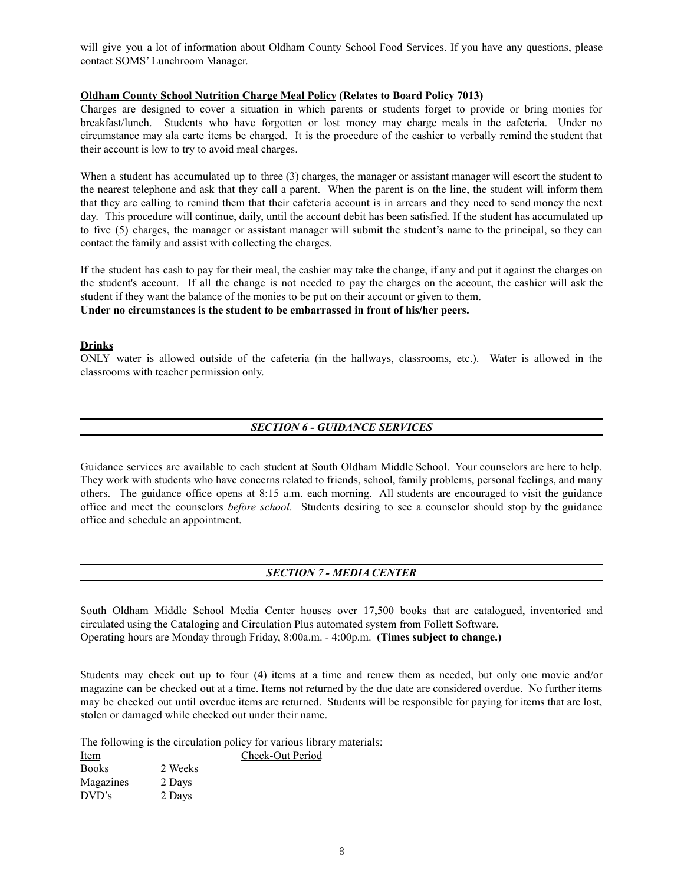will give you a lot of information about Oldham County School Food Services. If you have any questions, please contact SOMS' Lunchroom Manager.

**Oldham County School Nutrition Charge Meal Policy (Relates to Board Policy 7013)**

Charges are designed to cover a situation in which parents or students forget to provide or bring monies for breakfast/lunch. Students who have forgotten or lost money may charge meals in the cafeteria. Under no circumstance may ala carte items be charged. It is the procedure of the cashier to verbally remind the student that their account is low to try to avoid meal charges.

When a student has accumulated up to three (3) charges, the manager or assistant manager will escort the student to the nearest telephone and ask that they call a parent. When the parent is on the line, the student will inform them that they are calling to remind them that their cafeteria account is in arrears and they need to send money the next day. This procedure will continue, daily, until the account debit has been satisfied. If the student has accumulated up to five (5) charges, the manager or assistant manager will submit the student's name to the principal, so they can contact the family and assist with collecting the charges.

If the student has cash to pay for their meal, the cashier may take the change, if any and put it against the charges on the student's account. If all the change is not needed to pay the charges on the account, the cashier will ask the student if they want the balance of the monies to be put on their account or given to them.
**Under no circumstances is the student to be embarrassed in front of his/her peers.**

**Drinks**

ONLY water is allowed outside of the cafeteria (in the hallways, classrooms, etc.). Water is allowed in the classrooms with teacher permission only.

## *SECTION 6 - GUIDANCE SERVICES*

Guidance services are available to each student at South Oldham Middle School. Your counselors are here to help. They work with students who have concerns related to friends, school, family problems, personal feelings, and many others. The guidance office opens at 8:15 a.m. each morning. All students are encouraged to visit the guidance office and meet the counselors *before school*. Students desiring to see a counselor should stop by the guidance office and schedule an appointment.

## *SECTION 7 - MEDIA CENTER*

South Oldham Middle School Media Center houses over 17,500 books that are catalogued, inventoried and circulated using the Cataloging and Circulation Plus automated system from Follett Software.
Operating hours are Monday through Friday, 8:00a.m. - 4:00p.m. **(Times subject to change.)**

Students may check out up to four (4) items at a time and renew them as needed, but only one movie and/or magazine can be checked out at a time. Items not returned by the due date are considered overdue. No further items may be checked out until overdue items are returned. Students will be responsible for paying for items that are lost, stolen or damaged while checked out under their name.

The following is the circulation policy for various library materials:

| Item | Check-Out Period |
|---|---|
| Books | 2 Weeks |
| Magazines | 2 Days |
| DVD's | 2 Days |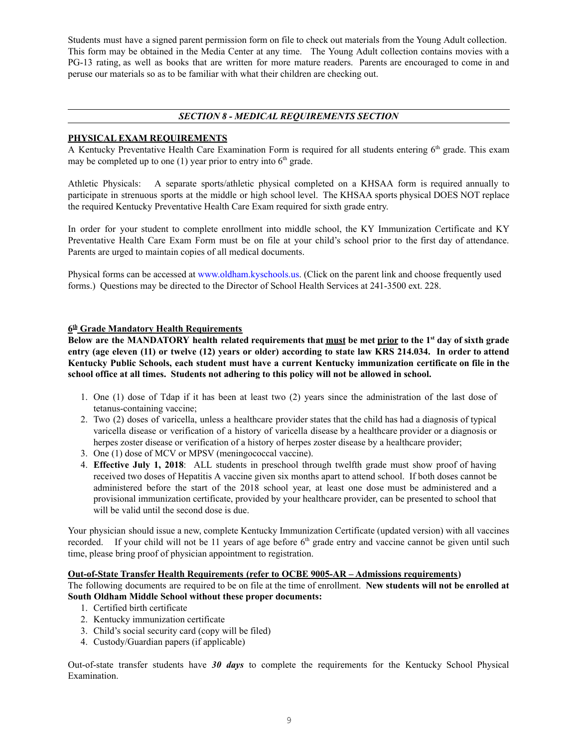Students must have a signed parent permission form on file to check out materials from the Young Adult collection. This form may be obtained in the Media Center at any time. The Young Adult collection contains movies with a PG-13 rating, as well as books that are written for more mature readers. Parents are encouraged to come in and peruse our materials so as to be familiar with what their children are checking out.

---

## *SECTION 8 - MEDICAL REQUIREMENTS SECTION*

---

### PHYSICAL EXAM REQUIREMENTS

A Kentucky Preventative Health Care Examination Form is required for all students entering 6th grade. This exam may be completed up to one (1) year prior to entry into 6th grade.

Athletic Physicals: A separate sports/athletic physical completed on a KHSAA form is required annually to participate in strenuous sports at the middle or high school level. The KHSAA sports physical DOES NOT replace the required Kentucky Preventative Health Care Exam required for sixth grade entry.

In order for your student to complete enrollment into middle school, the KY Immunization Certificate and KY Preventative Health Care Exam Form must be on file at your child's school prior to the first day of attendance. Parents are urged to maintain copies of all medical documents.

Physical forms can be accessed at www.oldham.kyschools.us. (Click on the parent link and choose frequently used forms.) Questions may be directed to the Director of School Health Services at 241-3500 ext. 228.

### 6th Grade Mandatory Health Requirements

**Below are the MANDATORY health related requirements that must be met prior to the 1st day of sixth grade entry (age eleven (11) or twelve (12) years or older) according to state law KRS 214.034. In order to attend Kentucky Public Schools, each student must have a current Kentucky immunization certificate on file in the school office at all times. Students not adhering to this policy will not be allowed in school.**

1. One (1) dose of Tdap if it has been at least two (2) years since the administration of the last dose of tetanus-containing vaccine;
2. Two (2) doses of varicella, unless a healthcare provider states that the child has had a diagnosis of typical varicella disease or verification of a history of varicella disease by a healthcare provider or a diagnosis or herpes zoster disease or verification of a history of herpes zoster disease by a healthcare provider;
3. One (1) dose of MCV or MPSV (meningococcal vaccine).
4. **Effective July 1, 2018**: ALL students in preschool through twelfth grade must show proof of having received two doses of Hepatitis A vaccine given six months apart to attend school. If both doses cannot be administered before the start of the 2018 school year, at least one dose must be administered and a provisional immunization certificate, provided by your healthcare provider, can be presented to school that will be valid until the second dose is due.

Your physician should issue a new, complete Kentucky Immunization Certificate (updated version) with all vaccines recorded. If your child will not be 11 years of age before 6th grade entry and vaccine cannot be given until such time, please bring proof of physician appointment to registration.

### Out-of-State Transfer Health Requirements (refer to OCBE 9005-AR – Admissions requirements)

The following documents are required to be on file at the time of enrollment. **New students will not be enrolled at South Oldham Middle School without these proper documents:**

1. Certified birth certificate
2. Kentucky immunization certificate
3. Child's social security card (copy will be filed)
4. Custody/Guardian papers (if applicable)

Out-of-state transfer students have ***30 days*** to complete the requirements for the Kentucky School Physical Examination.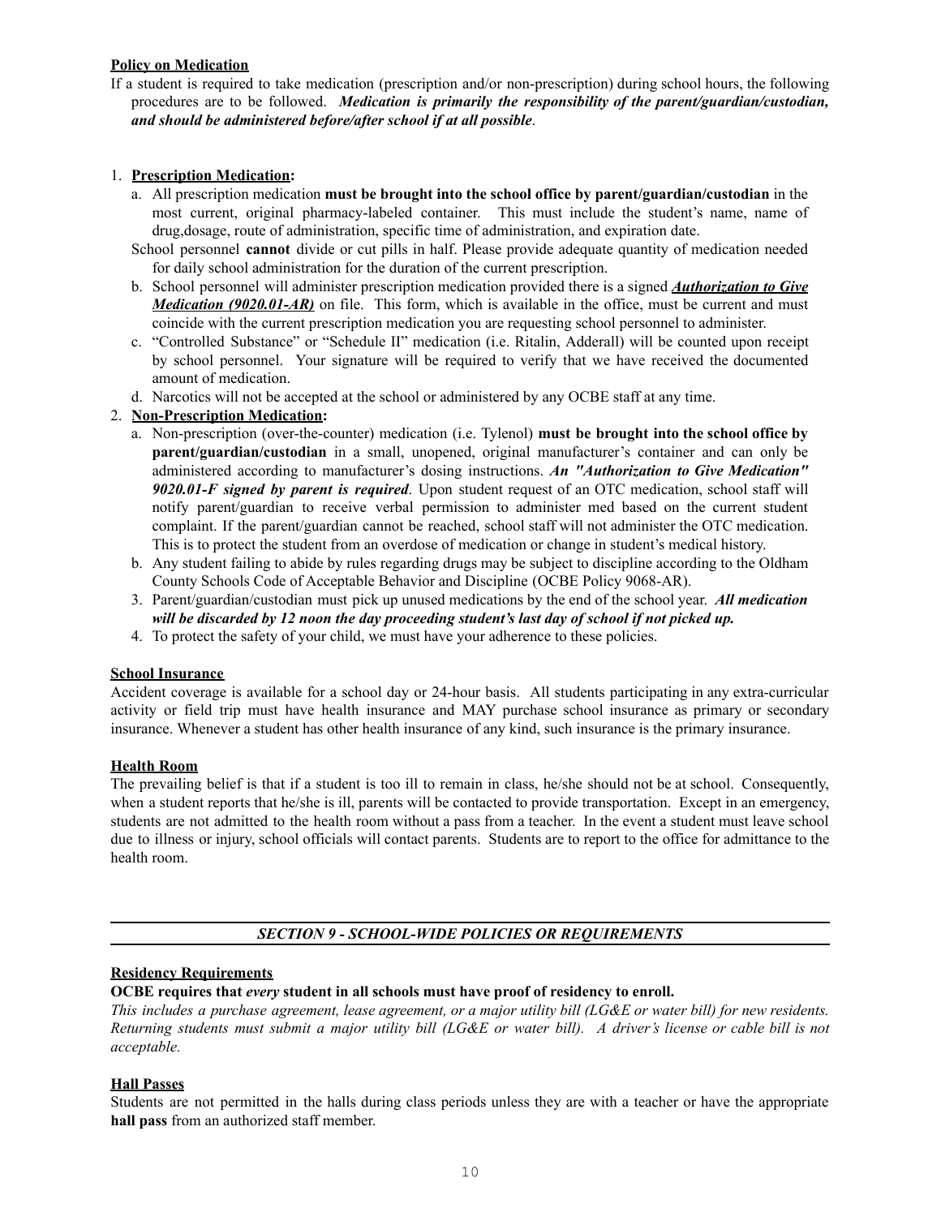**Policy on Medication**

If a student is required to take medication (prescription and/or non-prescription) during school hours, the following procedures are to be followed. ***Medication is primarily the responsibility of the parent/guardian/custodian, and should be administered before/after school if at all possible***.

1. **Prescription Medication:**
   a. All prescription medication **must be brought into the school office by parent/guardian/custodian** in the most current, original pharmacy-labeled container. This must include the student's name, name of drug,dosage, route of administration, specific time of administration, and expiration date.
   School personnel **cannot** divide or cut pills in half. Please provide adequate quantity of medication needed for daily school administration for the duration of the current prescription.
   b. School personnel will administer prescription medication provided there is a signed ***Authorization to Give Medication (9020.01-AR)*** on file. This form, which is available in the office, must be current and must coincide with the current prescription medication you are requesting school personnel to administer.
   c. "Controlled Substance" or "Schedule II" medication (i.e. Ritalin, Adderall) will be counted upon receipt by school personnel. Your signature will be required to verify that we have received the documented amount of medication.
   d. Narcotics will not be accepted at the school or administered by any OCBE staff at any time.
2. **Non-Prescription Medication:**
   a. Non-prescription (over-the-counter) medication (i.e. Tylenol) **must be brought into the school office by parent/guardian/custodian** in a small, unopened, original manufacturer's container and can only be administered according to manufacturer's dosing instructions. ***An "Authorization to Give Medication" 9020.01-F signed by parent is required***. Upon student request of an OTC medication, school staff will notify parent/guardian to receive verbal permission to administer med based on the current student complaint. If the parent/guardian cannot be reached, school staff will not administer the OTC medication. This is to protect the student from an overdose of medication or change in student's medical history.
   b. Any student failing to abide by rules regarding drugs may be subject to discipline according to the Oldham County Schools Code of Acceptable Behavior and Discipline (OCBE Policy 9068-AR).
   3. Parent/guardian/custodian must pick up unused medications by the end of the school year. ***All medication will be discarded by 12 noon the day proceeding student's last day of school if not picked up.***
   4. To protect the safety of your child, we must have your adherence to these policies.

**School Insurance**

Accident coverage is available for a school day or 24-hour basis. All students participating in any extra-curricular activity or field trip must have health insurance and MAY purchase school insurance as primary or secondary insurance. Whenever a student has other health insurance of any kind, such insurance is the primary insurance.

**Health Room**

The prevailing belief is that if a student is too ill to remain in class, he/she should not be at school. Consequently, when a student reports that he/she is ill, parents will be contacted to provide transportation. Except in an emergency, students are not admitted to the health room without a pass from a teacher. In the event a student must leave school due to illness or injury, school officials will contact parents. Students are to report to the office for admittance to the health room.

## *SECTION 9 - SCHOOL-WIDE POLICIES OR REQUIREMENTS*

**Residency Requirements**

**OCBE requires that *every* student in all schools must have proof of residency to enroll.**

*This includes a purchase agreement, lease agreement, or a major utility bill (LG&E or water bill) for new residents. Returning students must submit a major utility bill (LG&E or water bill). A driver's license or cable bill is not acceptable.*

**Hall Passes**

Students are not permitted in the halls during class periods unless they are with a teacher or have the appropriate **hall pass** from an authorized staff member.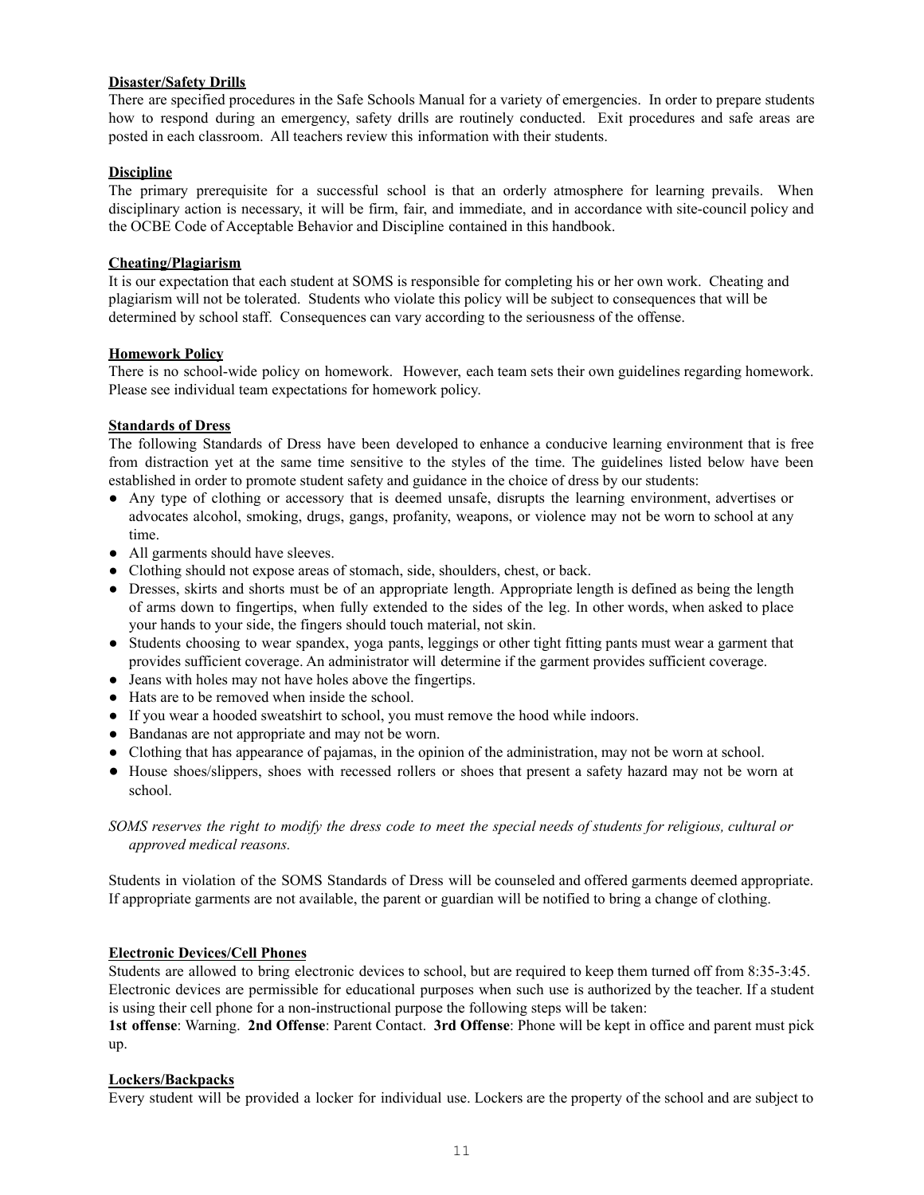**Disaster/Safety Drills**

There are specified procedures in the Safe Schools Manual for a variety of emergencies. In order to prepare students how to respond during an emergency, safety drills are routinely conducted. Exit procedures and safe areas are posted in each classroom. All teachers review this information with their students.

**Discipline**

The primary prerequisite for a successful school is that an orderly atmosphere for learning prevails. When disciplinary action is necessary, it will be firm, fair, and immediate, and in accordance with site-council policy and the OCBE Code of Acceptable Behavior and Discipline contained in this handbook.

**Cheating/Plagiarism**

It is our expectation that each student at SOMS is responsible for completing his or her own work. Cheating and plagiarism will not be tolerated. Students who violate this policy will be subject to consequences that will be determined by school staff. Consequences can vary according to the seriousness of the offense.

**Homework Policy**

There is no school-wide policy on homework. However, each team sets their own guidelines regarding homework. Please see individual team expectations for homework policy.

**Standards of Dress**

The following Standards of Dress have been developed to enhance a conducive learning environment that is free from distraction yet at the same time sensitive to the styles of the time. The guidelines listed below have been established in order to promote student safety and guidance in the choice of dress by our students:

- Any type of clothing or accessory that is deemed unsafe, disrupts the learning environment, advertises or advocates alcohol, smoking, drugs, gangs, profanity, weapons, or violence may not be worn to school at any time.
- All garments should have sleeves.
- Clothing should not expose areas of stomach, side, shoulders, chest, or back.
- Dresses, skirts and shorts must be of an appropriate length. Appropriate length is defined as being the length of arms down to fingertips, when fully extended to the sides of the leg. In other words, when asked to place your hands to your side, the fingers should touch material, not skin.
- Students choosing to wear spandex, yoga pants, leggings or other tight fitting pants must wear a garment that provides sufficient coverage. An administrator will determine if the garment provides sufficient coverage.
- Jeans with holes may not have holes above the fingertips.
- Hats are to be removed when inside the school.
- If you wear a hooded sweatshirt to school, you must remove the hood while indoors.
- Bandanas are not appropriate and may not be worn.
- Clothing that has appearance of pajamas, in the opinion of the administration, may not be worn at school.
- House shoes/slippers, shoes with recessed rollers or shoes that present a safety hazard may not be worn at school.

*SOMS reserves the right to modify the dress code to meet the special needs of students for religious, cultural or approved medical reasons.*

Students in violation of the SOMS Standards of Dress will be counseled and offered garments deemed appropriate. If appropriate garments are not available, the parent or guardian will be notified to bring a change of clothing.

**Electronic Devices/Cell Phones**

Students are allowed to bring electronic devices to school, but are required to keep them turned off from 8:35-3:45. Electronic devices are permissible for educational purposes when such use is authorized by the teacher. If a student is using their cell phone for a non-instructional purpose the following steps will be taken:

**1st offense**: Warning. **2nd Offense**: Parent Contact. **3rd Offense**: Phone will be kept in office and parent must pick up.

**Lockers/Backpacks**

Every student will be provided a locker for individual use. Lockers are the property of the school and are subject to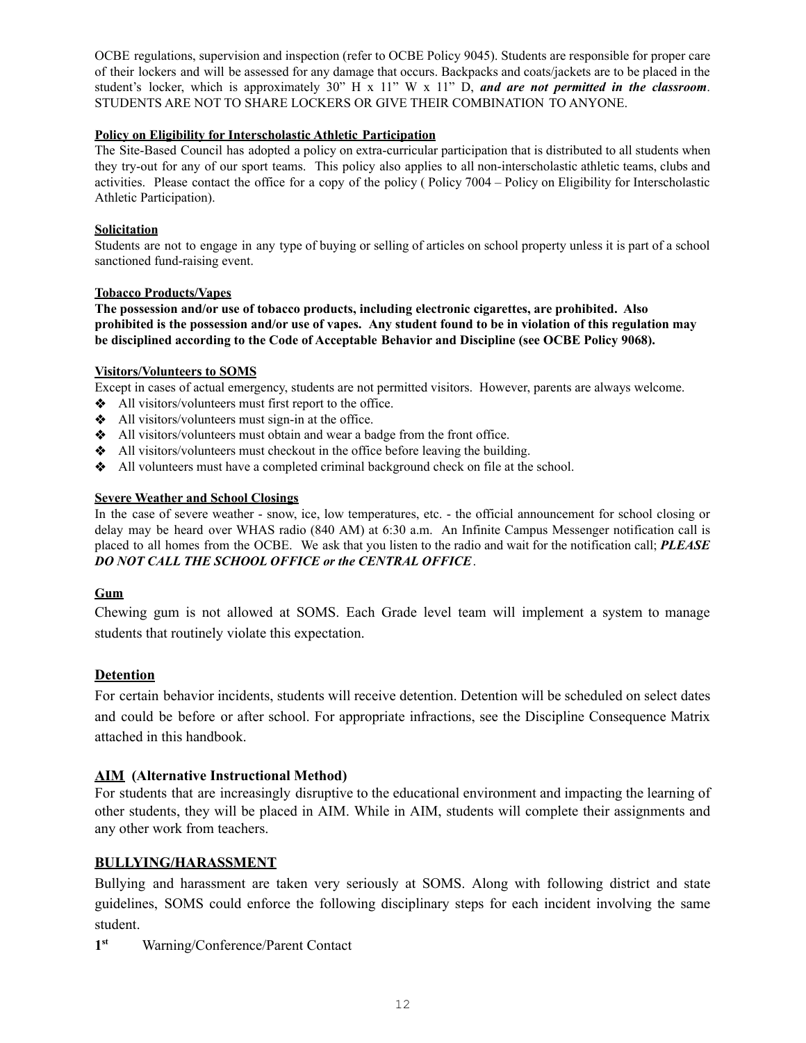OCBE regulations, supervision and inspection (refer to OCBE Policy 9045). Students are responsible for proper care of their lockers and will be assessed for any damage that occurs. Backpacks and coats/jackets are to be placed in the student's locker, which is approximately 30" H x 11" W x 11" D, ***and are not permitted in the classroom***. STUDENTS ARE NOT TO SHARE LOCKERS OR GIVE THEIR COMBINATION TO ANYONE.

**Policy on Eligibility for Interscholastic Athletic Participation**

The Site-Based Council has adopted a policy on extra-curricular participation that is distributed to all students when they try-out for any of our sport teams. This policy also applies to all non-interscholastic athletic teams, clubs and activities. Please contact the office for a copy of the policy ( Policy 7004 – Policy on Eligibility for Interscholastic Athletic Participation).

**Solicitation**

Students are not to engage in any type of buying or selling of articles on school property unless it is part of a school sanctioned fund-raising event.

**Tobacco Products/Vapes**

**The possession and/or use of tobacco products, including electronic cigarettes, are prohibited. Also prohibited is the possession and/or use of vapes. Any student found to be in violation of this regulation may be disciplined according to the Code of Acceptable Behavior and Discipline (see OCBE Policy 9068).**

**Visitors/Volunteers to SOMS**

Except in cases of actual emergency, students are not permitted visitors. However, parents are always welcome.

- All visitors/volunteers must first report to the office.
- All visitors/volunteers must sign-in at the office.
- All visitors/volunteers must obtain and wear a badge from the front office.
- All visitors/volunteers must checkout in the office before leaving the building.
- All volunteers must have a completed criminal background check on file at the school.

**Severe Weather and School Closings**

In the case of severe weather - snow, ice, low temperatures, etc. - the official announcement for school closing or delay may be heard over WHAS radio (840 AM) at 6:30 a.m. An Infinite Campus Messenger notification call is placed to all homes from the OCBE. We ask that you listen to the radio and wait for the notification call; ***PLEASE DO NOT CALL THE SCHOOL OFFICE or the CENTRAL OFFICE***.

**Gum**

Chewing gum is not allowed at SOMS. Each Grade level team will implement a system to manage students that routinely violate this expectation.

**Detention**

For certain behavior incidents, students will receive detention. Detention will be scheduled on select dates and could be before or after school. For appropriate infractions, see the Discipline Consequence Matrix attached in this handbook.

**AIM (Alternative Instructional Method)**

For students that are increasingly disruptive to the educational environment and impacting the learning of other students, they will be placed in AIM. While in AIM, students will complete their assignments and any other work from teachers.

**BULLYING/HARASSMENT**

Bullying and harassment are taken very seriously at SOMS. Along with following district and state guidelines, SOMS could enforce the following disciplinary steps for each incident involving the same student.

**1st** Warning/Conference/Parent Contact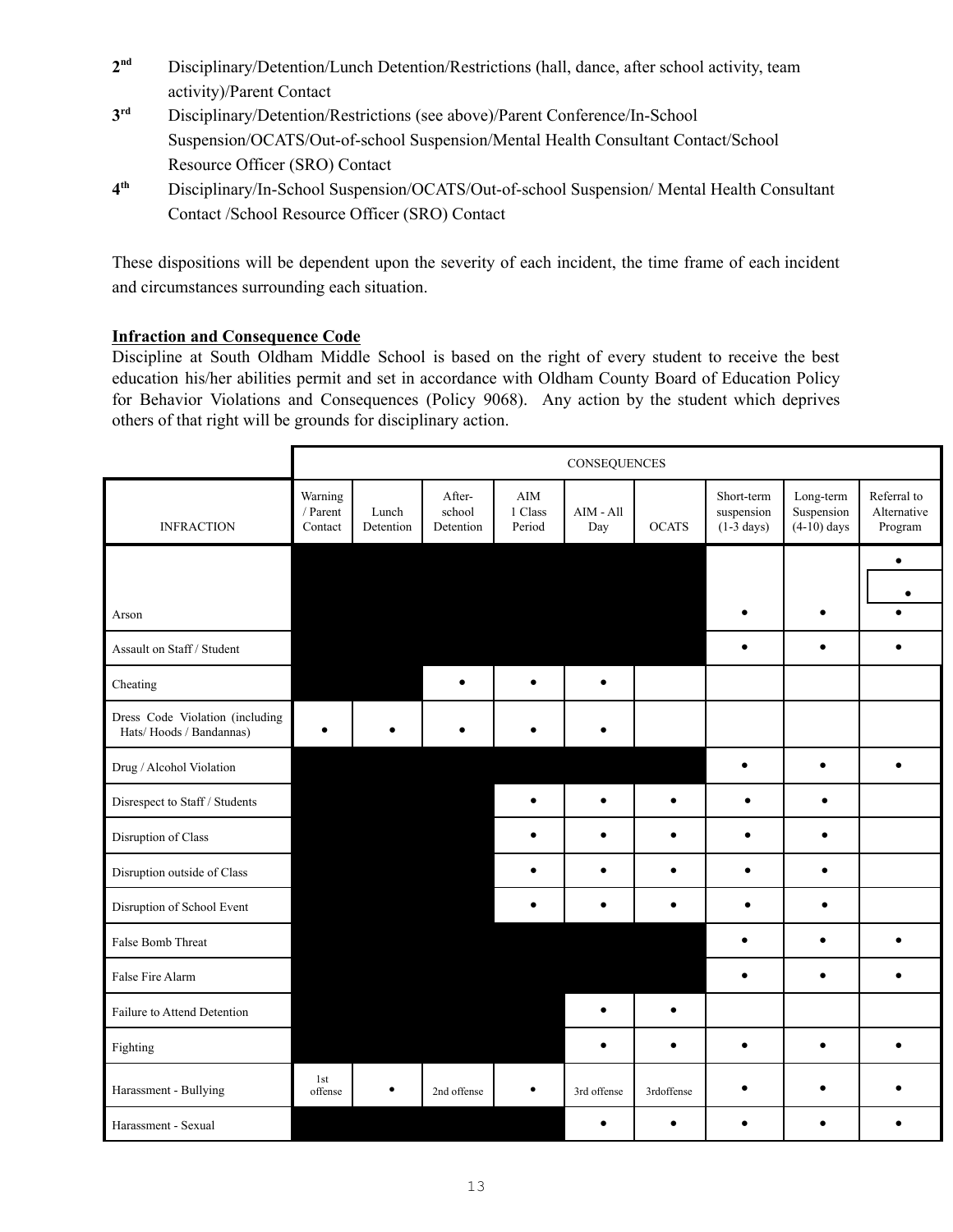**2nd** Disciplinary/Detention/Lunch Detention/Restrictions (hall, dance, after school activity, team activity)/Parent Contact

**3rd** Disciplinary/Detention/Restrictions (see above)/Parent Conference/In-School Suspension/OCATS/Out-of-school Suspension/Mental Health Consultant Contact/School Resource Officer (SRO) Contact

**4th** Disciplinary/In-School Suspension/OCATS/Out-of-school Suspension/ Mental Health Consultant Contact /School Resource Officer (SRO) Contact

These dispositions will be dependent upon the severity of each incident, the time frame of each incident and circumstances surrounding each situation.

**Infraction and Consequence Code**

Discipline at South Oldham Middle School is based on the right of every student to receive the best education his/her abilities permit and set in accordance with Oldham County Board of Education Policy for Behavior Violations and Consequences (Policy 9068). Any action by the student which deprives others of that right will be grounds for disciplinary action.

| | CONSEQUENCES | | | | | | | | |
|---|---|---|---|---|---|---|---|---|---|
| INFRACTION | Warning / Parent Contact | Lunch Detention | After-school Detention | AIM 1 Class Period | AIM - All Day | OCATS | Short-term suspension (1-3 days) | Long-term Suspension (4-10) days | Referral to Alternative Program |
| Arson | | | | | | | • | • | • |
| Assault on Staff / Student | | | | | | | • | • | • |
| Cheating | | | • | • | • | | | | |
| Dress Code Violation (including Hats/ Hoods / Bandannas) | • | • | • | • | • | | | | |
| Drug / Alcohol Violation | | | | | | | • | • | • |
| Disrespect to Staff / Students | | | | • | • | • | • | • | |
| Disruption of Class | | | | • | • | • | • | • | |
| Disruption outside of Class | | | | • | • | • | • | • | |
| Disruption of School Event | | | | • | • | • | • | • | |
| False Bomb Threat | | | | | | | • | • | • |
| False Fire Alarm | | | | | | | • | • | • |
| Failure to Attend Detention | | | | | • | • | | | |
| Fighting | | | | | • | • | • | • | • |
| Harassment - Bullying | 1st offense | • | 2nd offense | • | 3rd offense | 3rdoffense | • | • | • |
| Harassment - Sexual | | | | | • | • | • | • | • |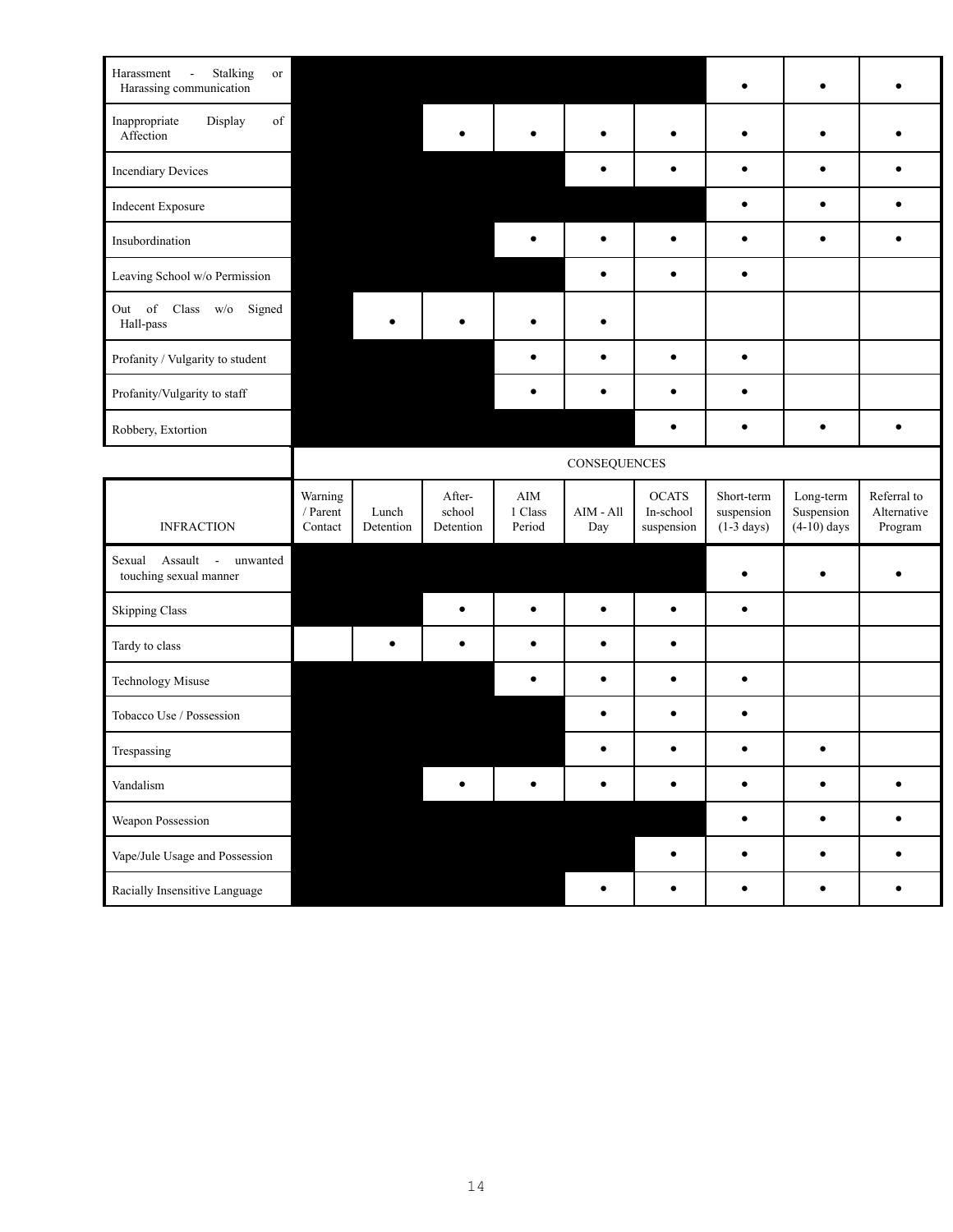| | CONSEQUENCES | | | | | | | | |
|---|---|---|---|---|---|---|---|---|---|
| INFRACTION | Warning / Parent Contact | Lunch Detention | After-school Detention | AIM 1 Class Period | AIM - All Day | OCATS In-school suspension | Short-term suspension (1-3 days) | Long-term Suspension (4-10) days | Referral to Alternative Program |
| Harassment - Stalking or Harassing communication | | | | | | | • | • | • |
| Inappropriate Display of Affection | | | • | • | • | • | • | • | • |
| Incendiary Devices | | | | | • | • | • | • | • |
| Indecent Exposure | | | | | | | • | • | • |
| Insubordination | | | | • | • | • | • | • | • |
| Leaving School w/o Permission | | | | | • | • | • | | |
| Out of Class w/o Signed Hall-pass | | • | • | • | • | | | | |
| Profanity / Vulgarity to student | | | | • | • | • | • | | |
| Profanity/Vulgarity to staff | | | | • | • | • | • | | |
| Robbery, Extortion | | | | | | • | • | • | • |
| Sexual Assault - unwanted touching sexual manner | | | | | | | • | • | • |
| Skipping Class | | | • | • | • | • | • | | |
| Tardy to class | | • | • | • | • | • | | | |
| Technology Misuse | | | | • | • | • | • | | |
| Tobacco Use / Possession | | | | | • | • | • | | |
| Trespassing | | | | | • | • | • | • | |
| Vandalism | | | • | • | • | • | • | • | • |
| Weapon Possession | | | | | | | • | • | • |
| Vape/Jule Usage and Possession | | | | | | • | • | • | • |
| Racially Insensitive Language | | | | | • | • | • | • | • |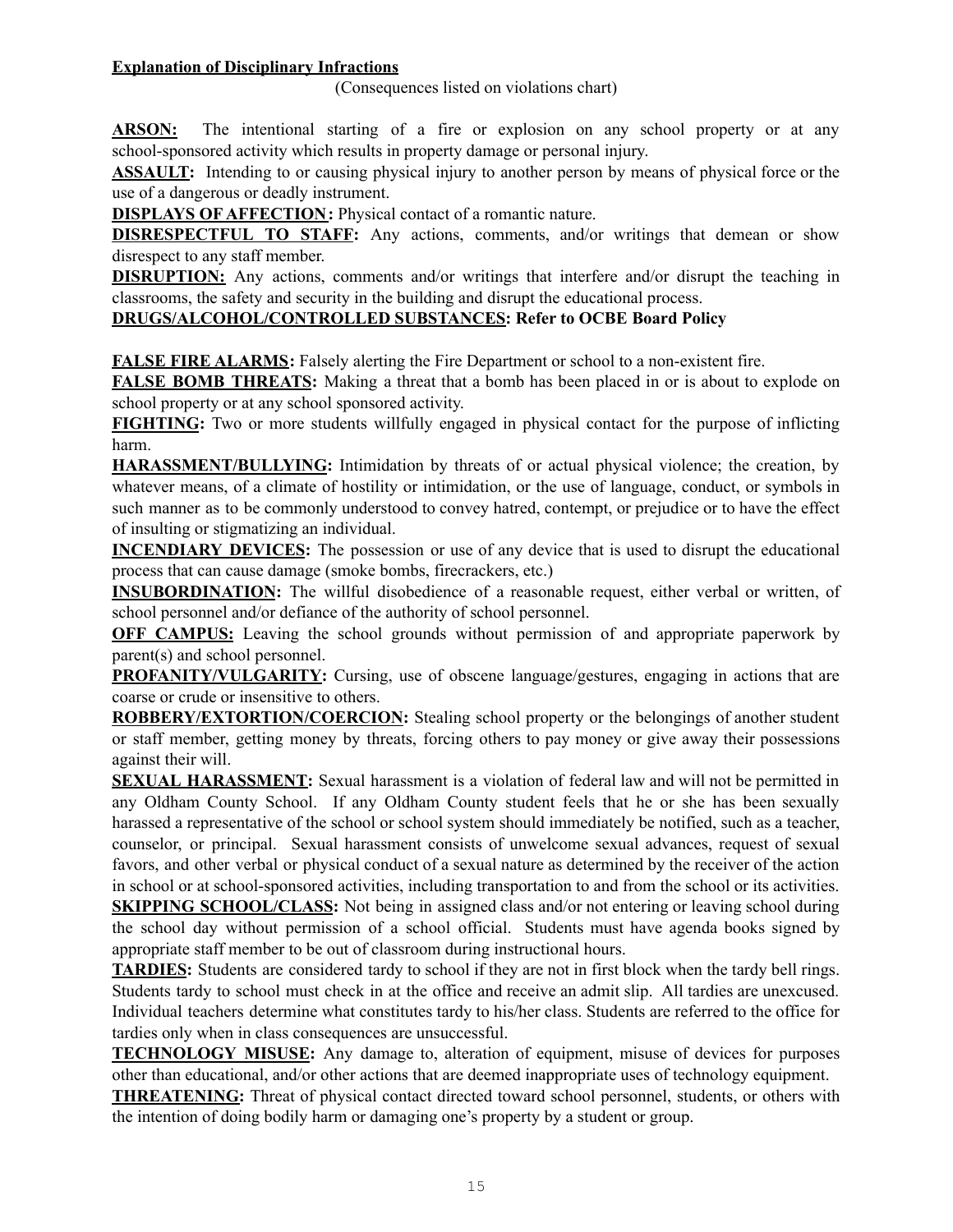**Explanation of Disciplinary Infractions**

(Consequences listed on violations chart)

**ARSON:** The intentional starting of a fire or explosion on any school property or at any school-sponsored activity which results in property damage or personal injury.

**ASSAULT:** Intending to or causing physical injury to another person by means of physical force or the use of a dangerous or deadly instrument.

**DISPLAYS OF AFFECTION:** Physical contact of a romantic nature.

**DISRESPECTFUL TO STAFF:** Any actions, comments, and/or writings that demean or show disrespect to any staff member.

**DISRUPTION:** Any actions, comments and/or writings that interfere and/or disrupt the teaching in classrooms, the safety and security in the building and disrupt the educational process.

**DRUGS/ALCOHOL/CONTROLLED SUBSTANCES: Refer to OCBE Board Policy**

**FALSE FIRE ALARMS:** Falsely alerting the Fire Department or school to a non-existent fire.

**FALSE BOMB THREATS:** Making a threat that a bomb has been placed in or is about to explode on school property or at any school sponsored activity.

**FIGHTING:** Two or more students willfully engaged in physical contact for the purpose of inflicting harm.

**HARASSMENT/BULLYING:** Intimidation by threats of or actual physical violence; the creation, by whatever means, of a climate of hostility or intimidation, or the use of language, conduct, or symbols in such manner as to be commonly understood to convey hatred, contempt, or prejudice or to have the effect of insulting or stigmatizing an individual.

**INCENDIARY DEVICES:** The possession or use of any device that is used to disrupt the educational process that can cause damage (smoke bombs, firecrackers, etc.)

**INSUBORDINATION:** The willful disobedience of a reasonable request, either verbal or written, of school personnel and/or defiance of the authority of school personnel.

**OFF CAMPUS:** Leaving the school grounds without permission of and appropriate paperwork by parent(s) and school personnel.

**PROFANITY/VULGARITY:** Cursing, use of obscene language/gestures, engaging in actions that are coarse or crude or insensitive to others.

**ROBBERY/EXTORTION/COERCION:** Stealing school property or the belongings of another student or staff member, getting money by threats, forcing others to pay money or give away their possessions against their will.

**SEXUAL HARASSMENT:** Sexual harassment is a violation of federal law and will not be permitted in any Oldham County School. If any Oldham County student feels that he or she has been sexually harassed a representative of the school or school system should immediately be notified, such as a teacher, counselor, or principal. Sexual harassment consists of unwelcome sexual advances, request of sexual favors, and other verbal or physical conduct of a sexual nature as determined by the receiver of the action in school or at school-sponsored activities, including transportation to and from the school or its activities.

**SKIPPING SCHOOL/CLASS:** Not being in assigned class and/or not entering or leaving school during the school day without permission of a school official. Students must have agenda books signed by appropriate staff member to be out of classroom during instructional hours.

**TARDIES:** Students are considered tardy to school if they are not in first block when the tardy bell rings. Students tardy to school must check in at the office and receive an admit slip. All tardies are unexcused. Individual teachers determine what constitutes tardy to his/her class. Students are referred to the office for tardies only when in class consequences are unsuccessful.

**TECHNOLOGY MISUSE:** Any damage to, alteration of equipment, misuse of devices for purposes other than educational, and/or other actions that are deemed inappropriate uses of technology equipment.

**THREATENING:** Threat of physical contact directed toward school personnel, students, or others with the intention of doing bodily harm or damaging one's property by a student or group.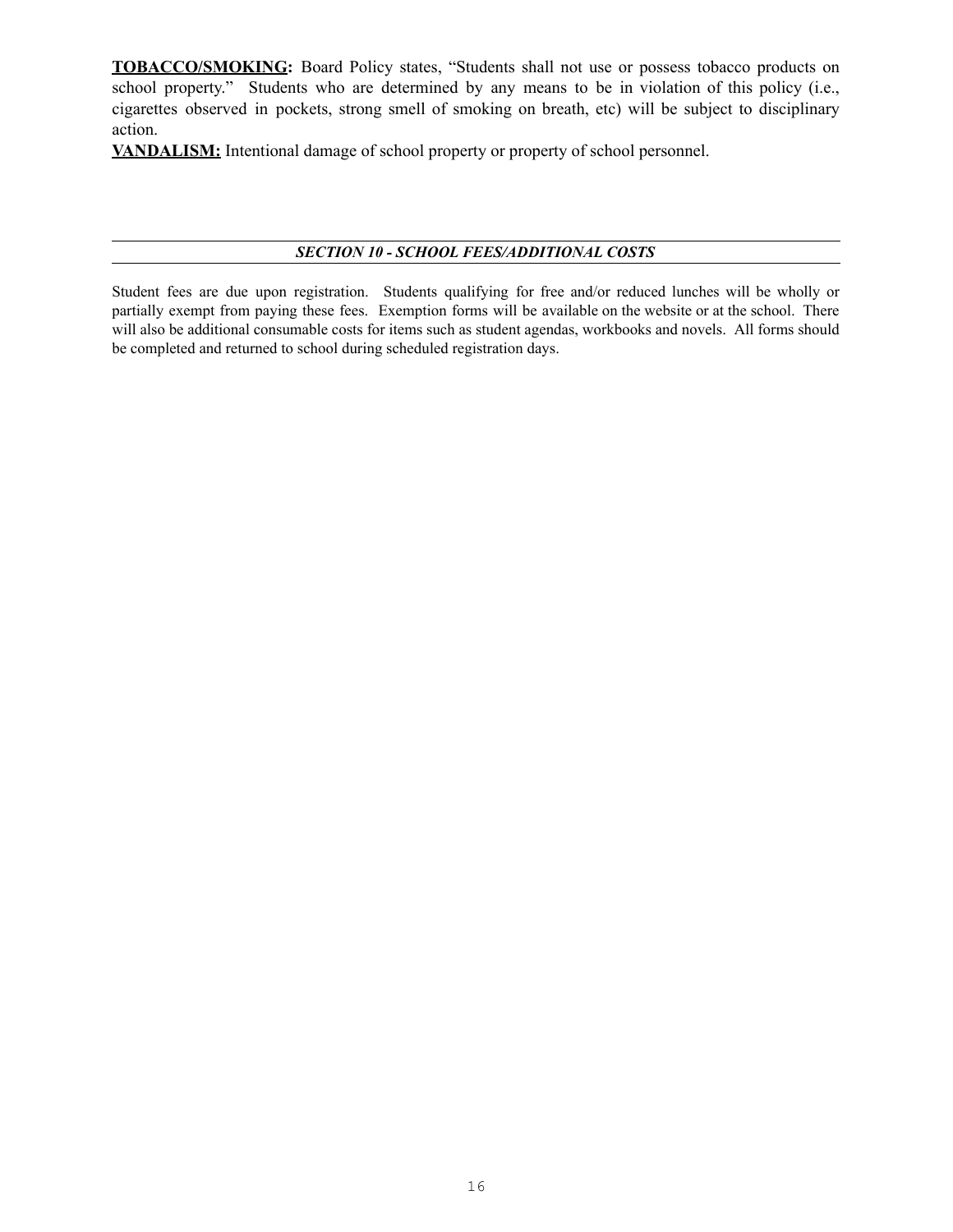**TOBACCO/SMOKING:** Board Policy states, "Students shall not use or possess tobacco products on school property." Students who are determined by any means to be in violation of this policy (i.e., cigarettes observed in pockets, strong smell of smoking on breath, etc) will be subject to disciplinary action.

**VANDALISM:** Intentional damage of school property or property of school personnel.

## *SECTION 10 - SCHOOL FEES/ADDITIONAL COSTS*

Student fees are due upon registration. Students qualifying for free and/or reduced lunches will be wholly or partially exempt from paying these fees. Exemption forms will be available on the website or at the school. There will also be additional consumable costs for items such as student agendas, workbooks and novels. All forms should be completed and returned to school during scheduled registration days.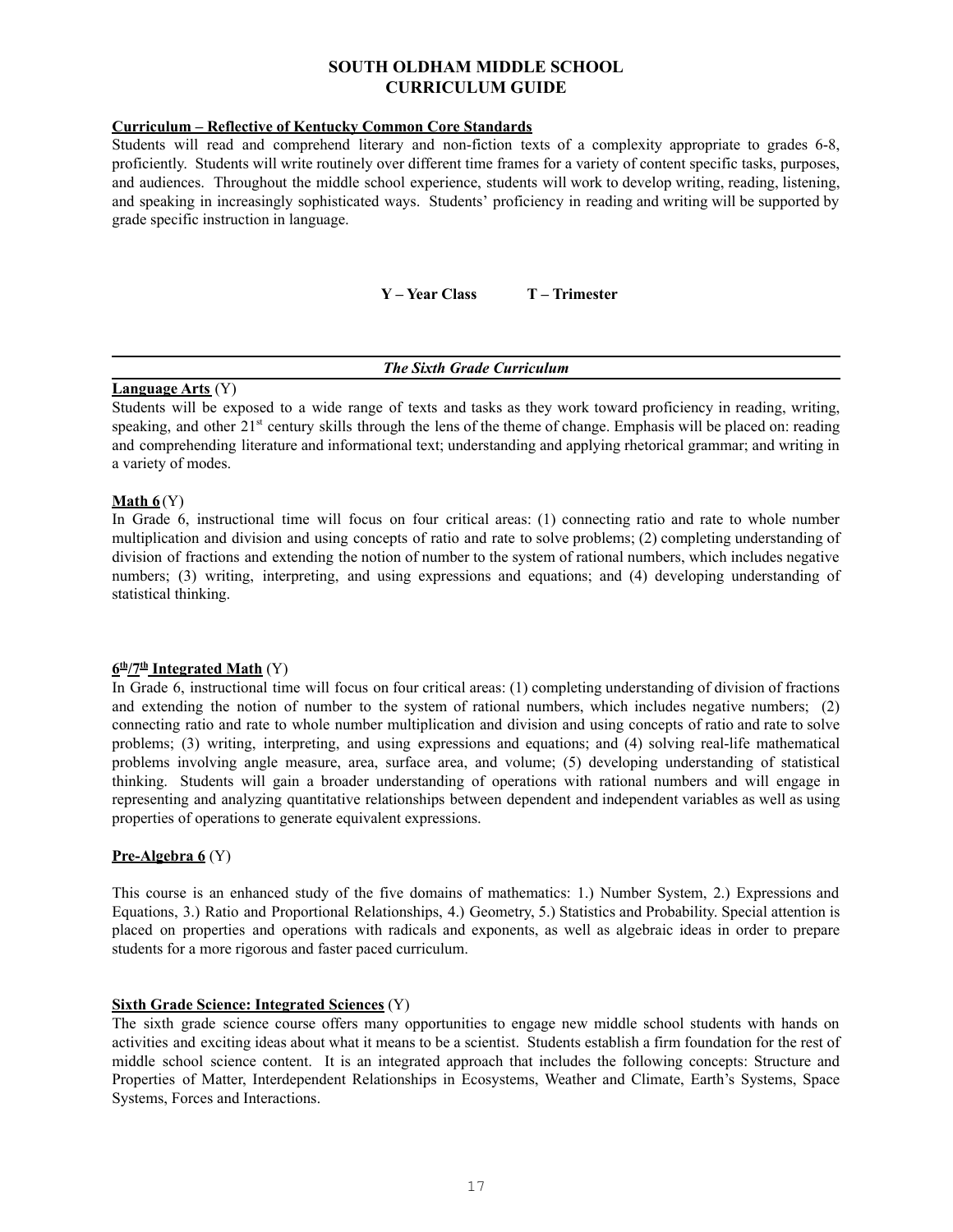# SOUTH OLDHAM MIDDLE SCHOOL
# CURRICULUM GUIDE

**Curriculum – Reflective of Kentucky Common Core Standards**

Students will read and comprehend literary and non-fiction texts of a complexity appropriate to grades 6-8, proficiently. Students will write routinely over different time frames for a variety of content specific tasks, purposes, and audiences. Throughout the middle school experience, students will work to develop writing, reading, listening, and speaking in increasingly sophisticated ways. Students' proficiency in reading and writing will be supported by grade specific instruction in language.

**Y – Year Class    T – Trimester**

---

## *The Sixth Grade Curriculum*

---

**Language Arts** (Y)

Students will be exposed to a wide range of texts and tasks as they work toward proficiency in reading, writing, speaking, and other 21st century skills through the lens of the theme of change. Emphasis will be placed on: reading and comprehending literature and informational text; understanding and applying rhetorical grammar; and writing in a variety of modes.

**Math 6** (Y)

In Grade 6, instructional time will focus on four critical areas: (1) connecting ratio and rate to whole number multiplication and division and using concepts of ratio and rate to solve problems; (2) completing understanding of division of fractions and extending the notion of number to the system of rational numbers, which includes negative numbers; (3) writing, interpreting, and using expressions and equations; and (4) developing understanding of statistical thinking.

**6th/7th Integrated Math** (Y)

In Grade 6, instructional time will focus on four critical areas: (1) completing understanding of division of fractions and extending the notion of number to the system of rational numbers, which includes negative numbers; (2) connecting ratio and rate to whole number multiplication and division and using concepts of ratio and rate to solve problems; (3) writing, interpreting, and using expressions and equations; and (4) solving real-life mathematical problems involving angle measure, area, surface area, and volume; (5) developing understanding of statistical thinking. Students will gain a broader understanding of operations with rational numbers and will engage in representing and analyzing quantitative relationships between dependent and independent variables as well as using properties of operations to generate equivalent expressions.

**Pre-Algebra 6** (Y)

This course is an enhanced study of the five domains of mathematics: 1.) Number System, 2.) Expressions and Equations, 3.) Ratio and Proportional Relationships, 4.) Geometry, 5.) Statistics and Probability. Special attention is placed on properties and operations with radicals and exponents, as well as algebraic ideas in order to prepare students for a more rigorous and faster paced curriculum.

**Sixth Grade Science: Integrated Sciences** (Y)

The sixth grade science course offers many opportunities to engage new middle school students with hands on activities and exciting ideas about what it means to be a scientist. Students establish a firm foundation for the rest of middle school science content. It is an integrated approach that includes the following concepts: Structure and Properties of Matter, Interdependent Relationships in Ecosystems, Weather and Climate, Earth's Systems, Space Systems, Forces and Interactions.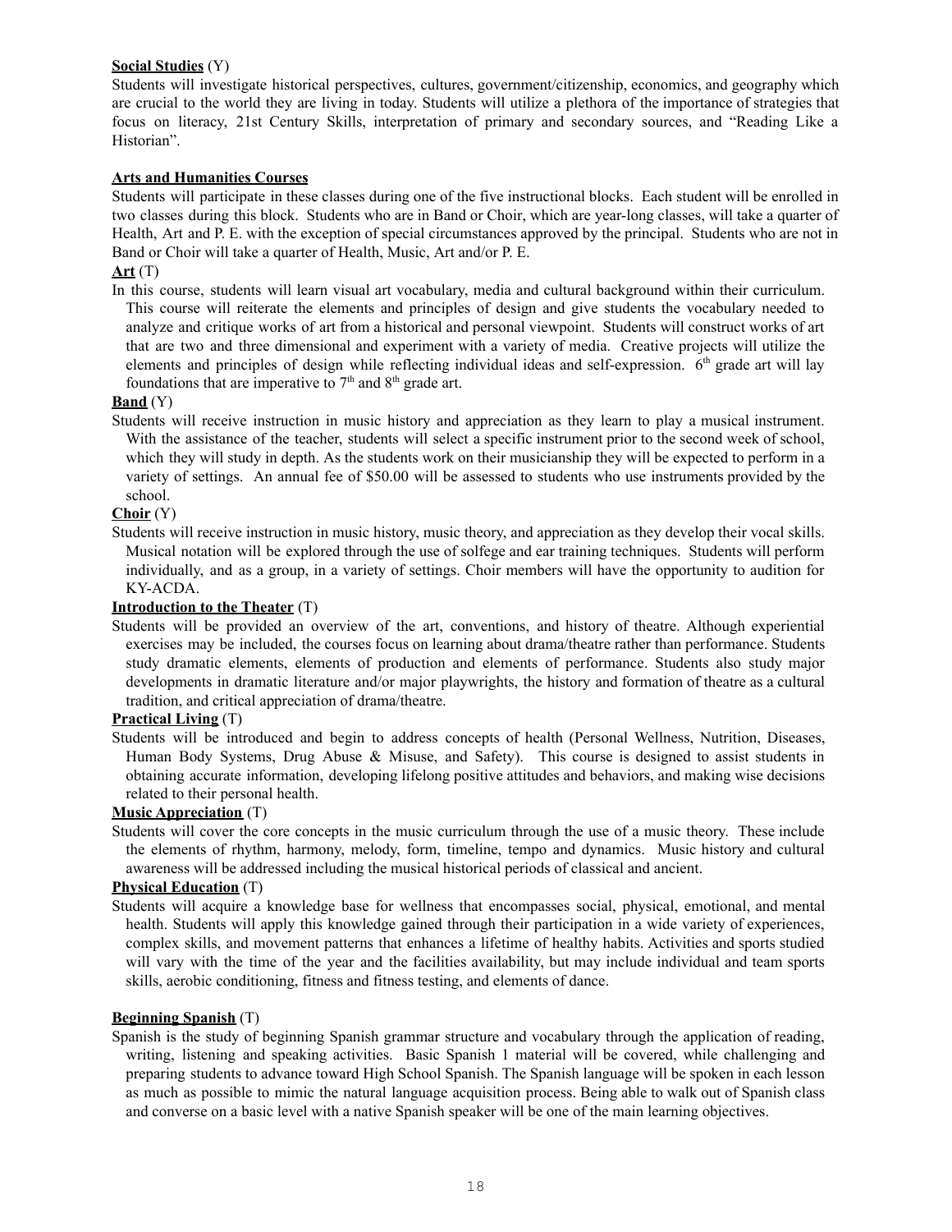**Social Studies** (Y)

Students will investigate historical perspectives, cultures, government/citizenship, economics, and geography which are crucial to the world they are living in today. Students will utilize a plethora of the importance of strategies that focus on literacy, 21st Century Skills, interpretation of primary and secondary sources, and "Reading Like a Historian".

**Arts and Humanities Courses**

Students will participate in these classes during one of the five instructional blocks. Each student will be enrolled in two classes during this block. Students who are in Band or Choir, which are year-long classes, will take a quarter of Health, Art and P. E. with the exception of special circumstances approved by the principal. Students who are not in Band or Choir will take a quarter of Health, Music, Art and/or P. E.

**Art** (T)

In this course, students will learn visual art vocabulary, media and cultural background within their curriculum. This course will reiterate the elements and principles of design and give students the vocabulary needed to analyze and critique works of art from a historical and personal viewpoint. Students will construct works of art that are two and three dimensional and experiment with a variety of media. Creative projects will utilize the elements and principles of design while reflecting individual ideas and self-expression. 6th grade art will lay foundations that are imperative to 7th and 8th grade art.

**Band** (Y)

Students will receive instruction in music history and appreciation as they learn to play a musical instrument. With the assistance of the teacher, students will select a specific instrument prior to the second week of school, which they will study in depth. As the students work on their musicianship they will be expected to perform in a variety of settings. An annual fee of $50.00 will be assessed to students who use instruments provided by the school.

**Choir** (Y)

Students will receive instruction in music history, music theory, and appreciation as they develop their vocal skills. Musical notation will be explored through the use of solfege and ear training techniques. Students will perform individually, and as a group, in a variety of settings. Choir members will have the opportunity to audition for KY-ACDA.

**Introduction to the Theater** (T)

Students will be provided an overview of the art, conventions, and history of theatre. Although experiential exercises may be included, the courses focus on learning about drama/theatre rather than performance. Students study dramatic elements, elements of production and elements of performance. Students also study major developments in dramatic literature and/or major playwrights, the history and formation of theatre as a cultural tradition, and critical appreciation of drama/theatre.

**Practical Living** (T)

Students will be introduced and begin to address concepts of health (Personal Wellness, Nutrition, Diseases, Human Body Systems, Drug Abuse & Misuse, and Safety). This course is designed to assist students in obtaining accurate information, developing lifelong positive attitudes and behaviors, and making wise decisions related to their personal health.

**Music Appreciation** (T)

Students will cover the core concepts in the music curriculum through the use of a music theory. These include the elements of rhythm, harmony, melody, form, timeline, tempo and dynamics. Music history and cultural awareness will be addressed including the musical historical periods of classical and ancient.

**Physical Education** (T)

Students will acquire a knowledge base for wellness that encompasses social, physical, emotional, and mental health. Students will apply this knowledge gained through their participation in a wide variety of experiences, complex skills, and movement patterns that enhances a lifetime of healthy habits. Activities and sports studied will vary with the time of the year and the facilities availability, but may include individual and team sports skills, aerobic conditioning, fitness and fitness testing, and elements of dance.

**Beginning Spanish** (T)

Spanish is the study of beginning Spanish grammar structure and vocabulary through the application of reading, writing, listening and speaking activities. Basic Spanish 1 material will be covered, while challenging and preparing students to advance toward High School Spanish. The Spanish language will be spoken in each lesson as much as possible to mimic the natural language acquisition process. Being able to walk out of Spanish class and converse on a basic level with a native Spanish speaker will be one of the main learning objectives.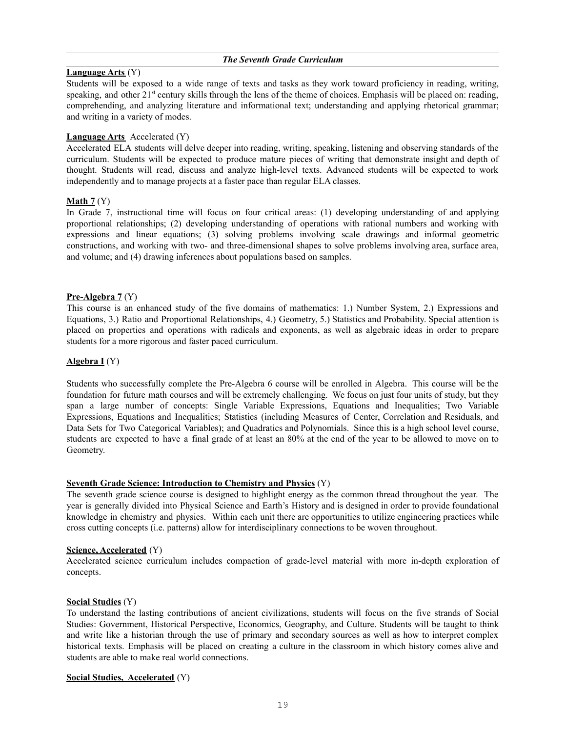## *The Seventh Grade Curriculum*

**Language Arts** (Y)
Students will be exposed to a wide range of texts and tasks as they work toward proficiency in reading, writing, speaking, and other 21st century skills through the lens of the theme of choices. Emphasis will be placed on: reading, comprehending, and analyzing literature and informational text; understanding and applying rhetorical grammar; and writing in a variety of modes.

**Language Arts** Accelerated (Y)
Accelerated ELA students will delve deeper into reading, writing, speaking, listening and observing standards of the curriculum. Students will be expected to produce mature pieces of writing that demonstrate insight and depth of thought. Students will read, discuss and analyze high-level texts. Advanced students will be expected to work independently and to manage projects at a faster pace than regular ELA classes.

**Math 7** (Y)
In Grade 7, instructional time will focus on four critical areas: (1) developing understanding of and applying proportional relationships; (2) developing understanding of operations with rational numbers and working with expressions and linear equations; (3) solving problems involving scale drawings and informal geometric constructions, and working with two- and three-dimensional shapes to solve problems involving area, surface area, and volume; and (4) drawing inferences about populations based on samples.

**Pre-Algebra 7** (Y)
This course is an enhanced study of the five domains of mathematics: 1.) Number System, 2.) Expressions and Equations, 3.) Ratio and Proportional Relationships, 4.) Geometry, 5.) Statistics and Probability. Special attention is placed on properties and operations with radicals and exponents, as well as algebraic ideas in order to prepare students for a more rigorous and faster paced curriculum.

**Algebra I** (Y)

Students who successfully complete the Pre-Algebra 6 course will be enrolled in Algebra. This course will be the foundation for future math courses and will be extremely challenging. We focus on just four units of study, but they span a large number of concepts: Single Variable Expressions, Equations and Inequalities; Two Variable Expressions, Equations and Inequalities; Statistics (including Measures of Center, Correlation and Residuals, and Data Sets for Two Categorical Variables); and Quadratics and Polynomials. Since this is a high school level course, students are expected to have a final grade of at least an 80% at the end of the year to be allowed to move on to Geometry.

**Seventh Grade Science: Introduction to Chemistry and Physics** (Y)
The seventh grade science course is designed to highlight energy as the common thread throughout the year. The year is generally divided into Physical Science and Earth's History and is designed in order to provide foundational knowledge in chemistry and physics. Within each unit there are opportunities to utilize engineering practices while cross cutting concepts (i.e. patterns) allow for interdisciplinary connections to be woven throughout.

**Science, Accelerated** (Y)
Accelerated science curriculum includes compaction of grade-level material with more in-depth exploration of concepts.

**Social Studies** (Y)
To understand the lasting contributions of ancient civilizations, students will focus on the five strands of Social Studies: Government, Historical Perspective, Economics, Geography, and Culture. Students will be taught to think and write like a historian through the use of primary and secondary sources as well as how to interpret complex historical texts. Emphasis will be placed on creating a culture in the classroom in which history comes alive and students are able to make real world connections.

**Social Studies, Accelerated** (Y)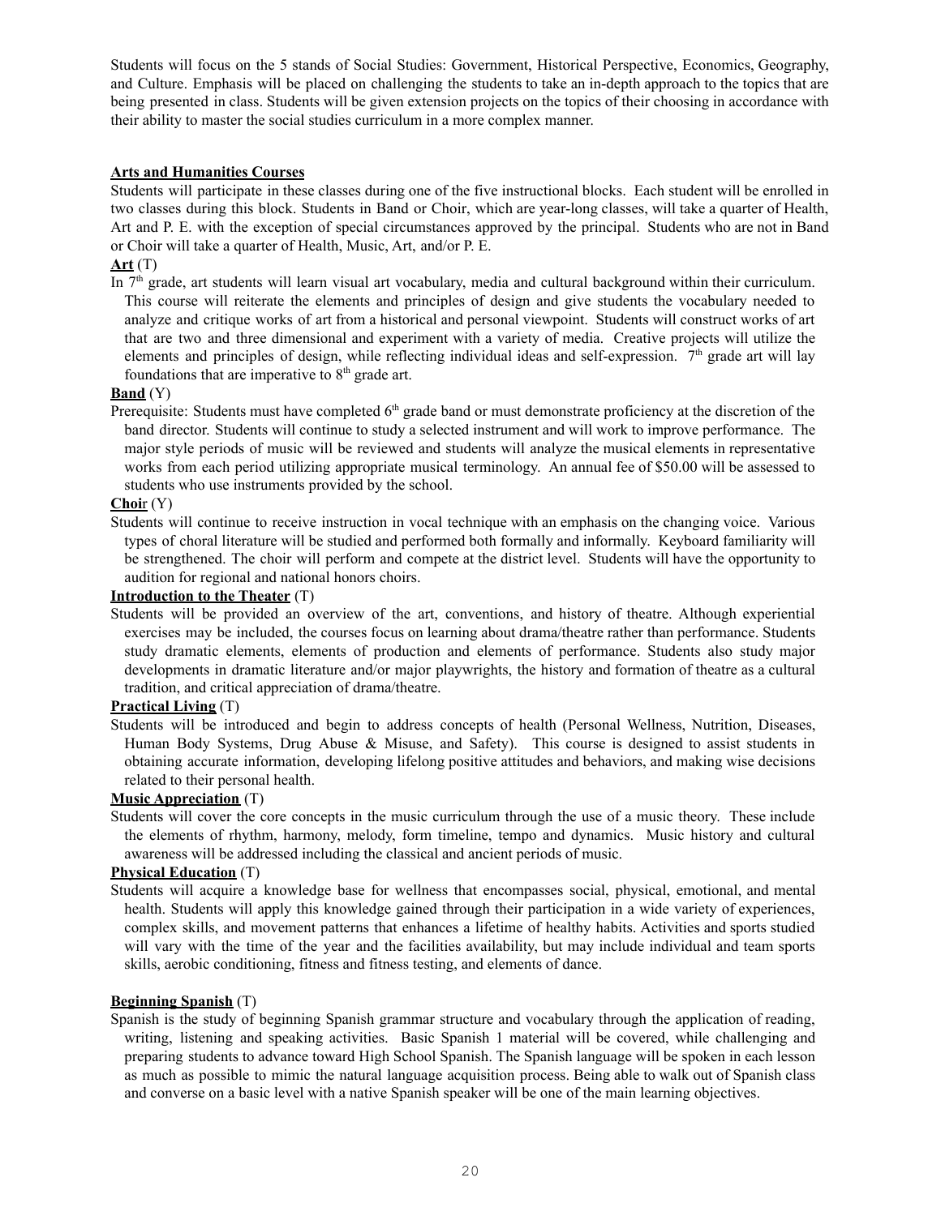Students will focus on the 5 stands of Social Studies: Government, Historical Perspective, Economics, Geography, and Culture. Emphasis will be placed on challenging the students to take an in-depth approach to the topics that are being presented in class. Students will be given extension projects on the topics of their choosing in accordance with their ability to master the social studies curriculum in a more complex manner.

## Arts and Humanities Courses

Students will participate in these classes during one of the five instructional blocks. Each student will be enrolled in two classes during this block. Students in Band or Choir, which are year-long classes, will take a quarter of Health, Art and P. E. with the exception of special circumstances approved by the principal. Students who are not in Band or Choir will take a quarter of Health, Music, Art, and/or P. E.

**Art** (T)

In 7th grade, art students will learn visual art vocabulary, media and cultural background within their curriculum. This course will reiterate the elements and principles of design and give students the vocabulary needed to analyze and critique works of art from a historical and personal viewpoint. Students will construct works of art that are two and three dimensional and experiment with a variety of media. Creative projects will utilize the elements and principles of design, while reflecting individual ideas and self-expression. 7th grade art will lay foundations that are imperative to 8th grade art.

**Band** (Y)

Prerequisite: Students must have completed 6th grade band or must demonstrate proficiency at the discretion of the band director. Students will continue to study a selected instrument and will work to improve performance. The major style periods of music will be reviewed and students will analyze the musical elements in representative works from each period utilizing appropriate musical terminology. An annual fee of $50.00 will be assessed to students who use instruments provided by the school.

**Choir** (Y)

Students will continue to receive instruction in vocal technique with an emphasis on the changing voice. Various types of choral literature will be studied and performed both formally and informally. Keyboard familiarity will be strengthened. The choir will perform and compete at the district level. Students will have the opportunity to audition for regional and national honors choirs.

**Introduction to the Theater** (T)

Students will be provided an overview of the art, conventions, and history of theatre. Although experiential exercises may be included, the courses focus on learning about drama/theatre rather than performance. Students study dramatic elements, elements of production and elements of performance. Students also study major developments in dramatic literature and/or major playwrights, the history and formation of theatre as a cultural tradition, and critical appreciation of drama/theatre.

**Practical Living** (T)

Students will be introduced and begin to address concepts of health (Personal Wellness, Nutrition, Diseases, Human Body Systems, Drug Abuse & Misuse, and Safety). This course is designed to assist students in obtaining accurate information, developing lifelong positive attitudes and behaviors, and making wise decisions related to their personal health.

**Music Appreciation** (T)

Students will cover the core concepts in the music curriculum through the use of a music theory. These include the elements of rhythm, harmony, melody, form timeline, tempo and dynamics. Music history and cultural awareness will be addressed including the classical and ancient periods of music.

**Physical Education** (T)

Students will acquire a knowledge base for wellness that encompasses social, physical, emotional, and mental health. Students will apply this knowledge gained through their participation in a wide variety of experiences, complex skills, and movement patterns that enhances a lifetime of healthy habits. Activities and sports studied will vary with the time of the year and the facilities availability, but may include individual and team sports skills, aerobic conditioning, fitness and fitness testing, and elements of dance.

**Beginning Spanish** (T)

Spanish is the study of beginning Spanish grammar structure and vocabulary through the application of reading, writing, listening and speaking activities. Basic Spanish 1 material will be covered, while challenging and preparing students to advance toward High School Spanish. The Spanish language will be spoken in each lesson as much as possible to mimic the natural language acquisition process. Being able to walk out of Spanish class and converse on a basic level with a native Spanish speaker will be one of the main learning objectives.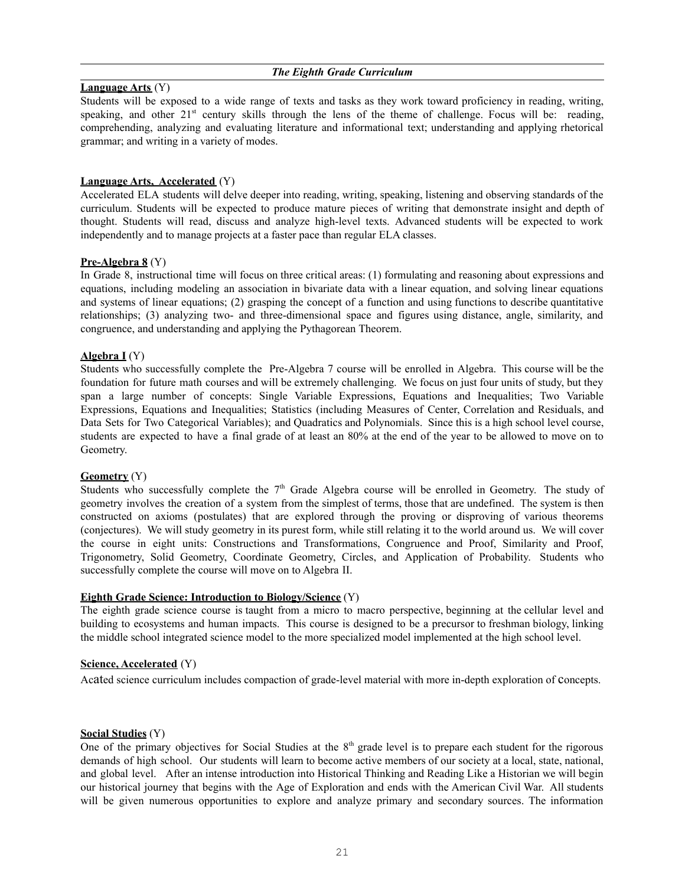*The Eighth Grade Curriculum*

**Language Arts** (Y)

Students will be exposed to a wide range of texts and tasks as they work toward proficiency in reading, writing, speaking, and other 21st century skills through the lens of the theme of challenge. Focus will be: reading, comprehending, analyzing and evaluating literature and informational text; understanding and applying rhetorical grammar; and writing in a variety of modes.

**Language Arts, Accelerated** (Y)

Accelerated ELA students will delve deeper into reading, writing, speaking, listening and observing standards of the curriculum. Students will be expected to produce mature pieces of writing that demonstrate insight and depth of thought. Students will read, discuss and analyze high-level texts. Advanced students will be expected to work independently and to manage projects at a faster pace than regular ELA classes.

**Pre-Algebra 8** (Y)

In Grade 8, instructional time will focus on three critical areas: (1) formulating and reasoning about expressions and equations, including modeling an association in bivariate data with a linear equation, and solving linear equations and systems of linear equations; (2) grasping the concept of a function and using functions to describe quantitative relationships; (3) analyzing two- and three-dimensional space and figures using distance, angle, similarity, and congruence, and understanding and applying the Pythagorean Theorem.

**Algebra I** (Y)

Students who successfully complete the Pre-Algebra 7 course will be enrolled in Algebra. This course will be the foundation for future math courses and will be extremely challenging. We focus on just four units of study, but they span a large number of concepts: Single Variable Expressions, Equations and Inequalities; Two Variable Expressions, Equations and Inequalities; Statistics (including Measures of Center, Correlation and Residuals, and Data Sets for Two Categorical Variables); and Quadratics and Polynomials. Since this is a high school level course, students are expected to have a final grade of at least an 80% at the end of the year to be allowed to move on to Geometry.

**Geometry** (Y)

Students who successfully complete the 7th Grade Algebra course will be enrolled in Geometry. The study of geometry involves the creation of a system from the simplest of terms, those that are undefined. The system is then constructed on axioms (postulates) that are explored through the proving or disproving of various theorems (conjectures). We will study geometry in its purest form, while still relating it to the world around us. We will cover the course in eight units: Constructions and Transformations, Congruence and Proof, Similarity and Proof, Trigonometry, Solid Geometry, Coordinate Geometry, Circles, and Application of Probability. Students who successfully complete the course will move on to Algebra II.

**Eighth Grade Science: Introduction to Biology/Science** (Y)

The eighth grade science course is taught from a micro to macro perspective, beginning at the cellular level and building to ecosystems and human impacts. This course is designed to be a precursor to freshman biology, linking the middle school integrated science model to the more specialized model implemented at the high school level.

**Science, Accelerated** (Y)

Acated science curriculum includes compaction of grade-level material with more in-depth exploration of concepts.

**Social Studies** (Y)

One of the primary objectives for Social Studies at the 8th grade level is to prepare each student for the rigorous demands of high school. Our students will learn to become active members of our society at a local, state, national, and global level. After an intense introduction into Historical Thinking and Reading Like a Historian we will begin our historical journey that begins with the Age of Exploration and ends with the American Civil War. All students will be given numerous opportunities to explore and analyze primary and secondary sources. The information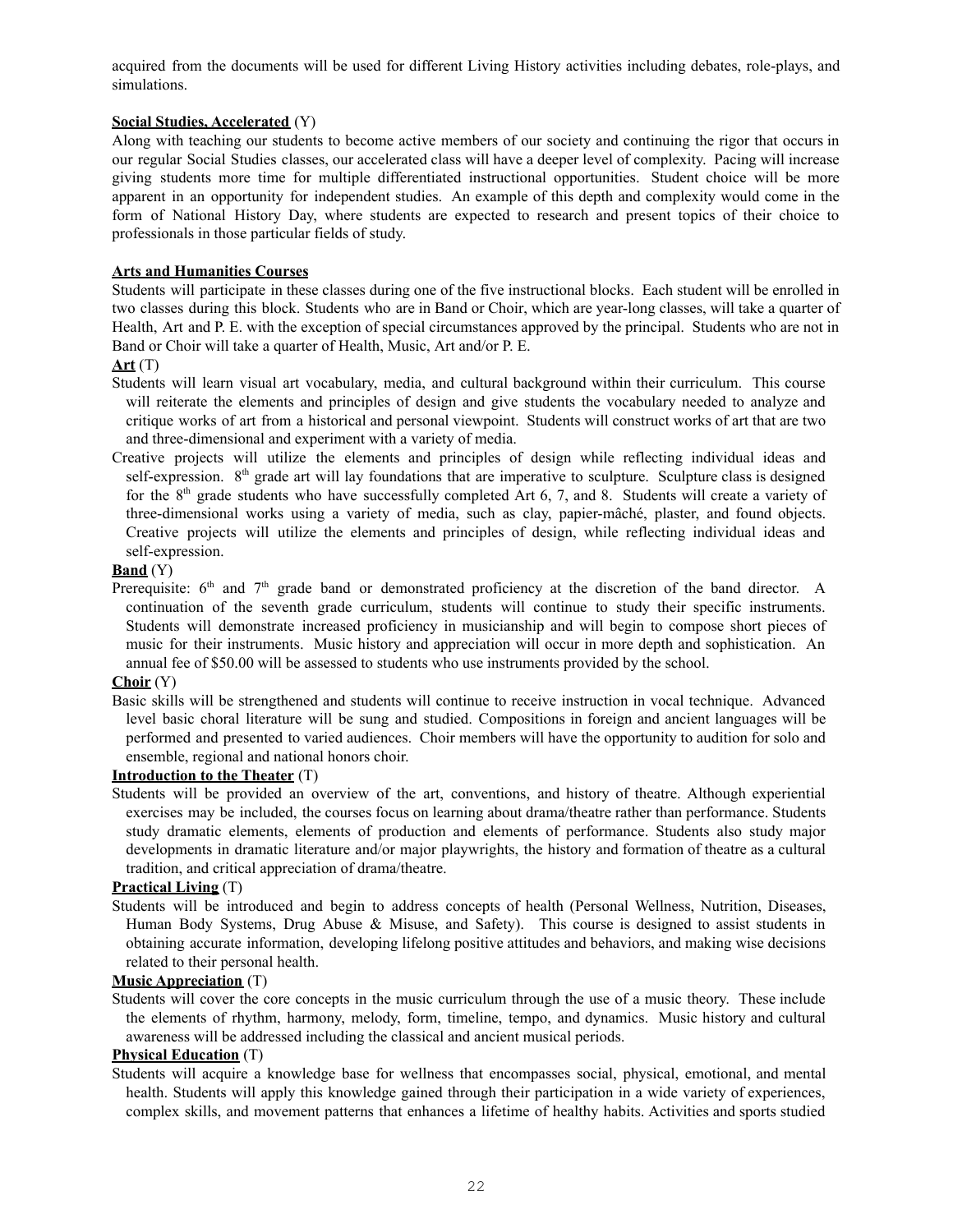acquired from the documents will be used for different Living History activities including debates, role-plays, and simulations.

**Social Studies, Accelerated** (Y)

Along with teaching our students to become active members of our society and continuing the rigor that occurs in our regular Social Studies classes, our accelerated class will have a deeper level of complexity. Pacing will increase giving students more time for multiple differentiated instructional opportunities. Student choice will be more apparent in an opportunity for independent studies. An example of this depth and complexity would come in the form of National History Day, where students are expected to research and present topics of their choice to professionals in those particular fields of study.

**Arts and Humanities Courses**

Students will participate in these classes during one of the five instructional blocks. Each student will be enrolled in two classes during this block. Students who are in Band or Choir, which are year-long classes, will take a quarter of Health, Art and P. E. with the exception of special circumstances approved by the principal. Students who are not in Band or Choir will take a quarter of Health, Music, Art and/or P. E.

**Art** (T)

Students will learn visual art vocabulary, media, and cultural background within their curriculum. This course will reiterate the elements and principles of design and give students the vocabulary needed to analyze and critique works of art from a historical and personal viewpoint. Students will construct works of art that are two and three-dimensional and experiment with a variety of media.

Creative projects will utilize the elements and principles of design while reflecting individual ideas and self-expression. 8th grade art will lay foundations that are imperative to sculpture. Sculpture class is designed for the 8th grade students who have successfully completed Art 6, 7, and 8. Students will create a variety of three-dimensional works using a variety of media, such as clay, papier-mâché, plaster, and found objects. Creative projects will utilize the elements and principles of design, while reflecting individual ideas and self-expression.

**Band** (Y)

Prerequisite: 6th and 7th grade band or demonstrated proficiency at the discretion of the band director. A continuation of the seventh grade curriculum, students will continue to study their specific instruments. Students will demonstrate increased proficiency in musicianship and will begin to compose short pieces of music for their instruments. Music history and appreciation will occur in more depth and sophistication. An annual fee of $50.00 will be assessed to students who use instruments provided by the school.

**Choir** (Y)

Basic skills will be strengthened and students will continue to receive instruction in vocal technique. Advanced level basic choral literature will be sung and studied. Compositions in foreign and ancient languages will be performed and presented to varied audiences. Choir members will have the opportunity to audition for solo and ensemble, regional and national honors choir.

**Introduction to the Theater** (T)

Students will be provided an overview of the art, conventions, and history of theatre. Although experiential exercises may be included, the courses focus on learning about drama/theatre rather than performance. Students study dramatic elements, elements of production and elements of performance. Students also study major developments in dramatic literature and/or major playwrights, the history and formation of theatre as a cultural tradition, and critical appreciation of drama/theatre.

**Practical Living** (T)

Students will be introduced and begin to address concepts of health (Personal Wellness, Nutrition, Diseases, Human Body Systems, Drug Abuse & Misuse, and Safety). This course is designed to assist students in obtaining accurate information, developing lifelong positive attitudes and behaviors, and making wise decisions related to their personal health.

**Music Appreciation** (T)

Students will cover the core concepts in the music curriculum through the use of a music theory. These include the elements of rhythm, harmony, melody, form, timeline, tempo, and dynamics. Music history and cultural awareness will be addressed including the classical and ancient musical periods.

**Physical Education** (T)

Students will acquire a knowledge base for wellness that encompasses social, physical, emotional, and mental health. Students will apply this knowledge gained through their participation in a wide variety of experiences, complex skills, and movement patterns that enhances a lifetime of healthy habits. Activities and sports studied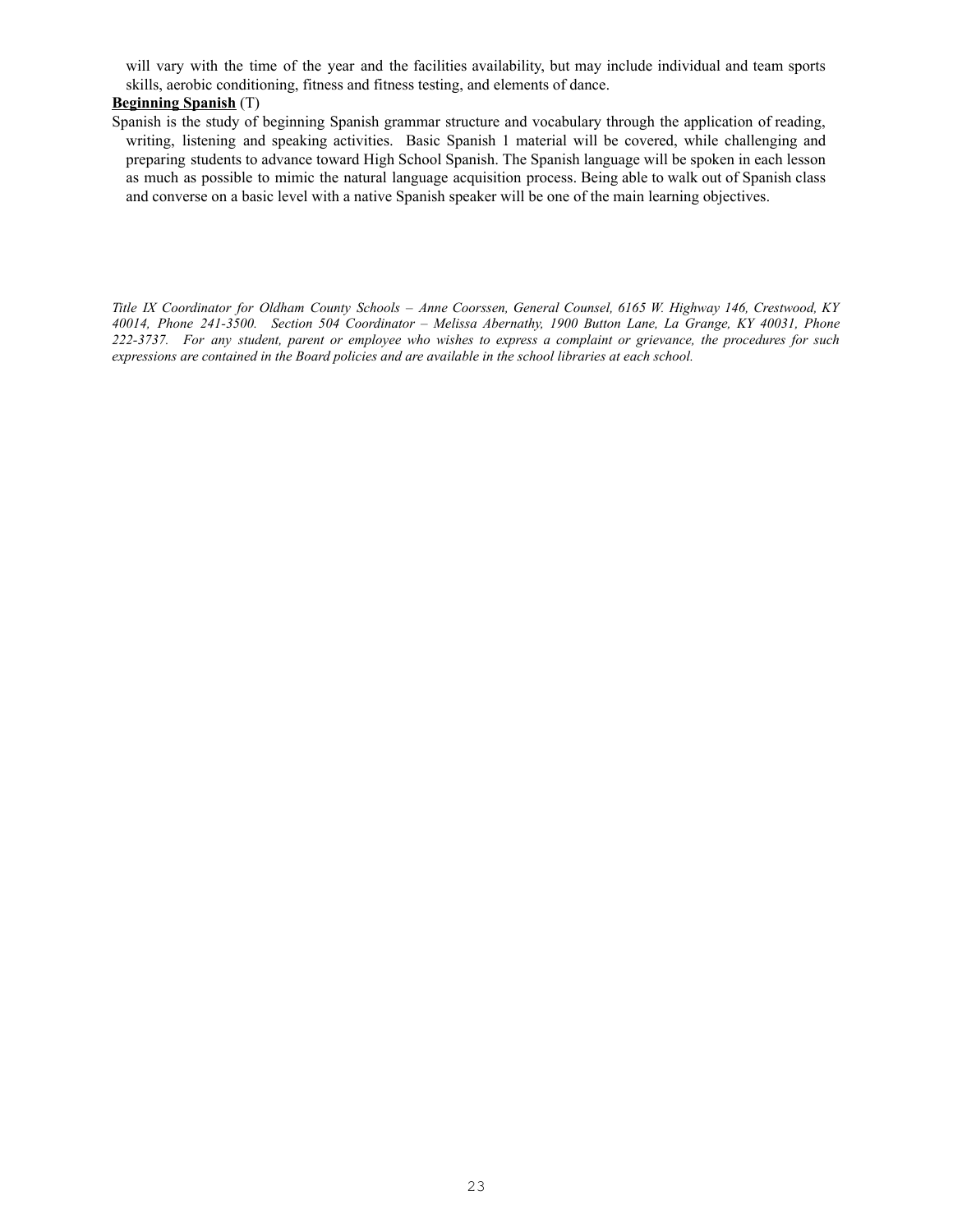will vary with the time of the year and the facilities availability, but may include individual and team sports skills, aerobic conditioning, fitness and fitness testing, and elements of dance.

**Beginning Spanish** (T)

Spanish is the study of beginning Spanish grammar structure and vocabulary through the application of reading, writing, listening and speaking activities. Basic Spanish 1 material will be covered, while challenging and preparing students to advance toward High School Spanish. The Spanish language will be spoken in each lesson as much as possible to mimic the natural language acquisition process. Being able to walk out of Spanish class and converse on a basic level with a native Spanish speaker will be one of the main learning objectives.

*Title IX Coordinator for Oldham County Schools – Anne Coorssen, General Counsel, 6165 W. Highway 146, Crestwood, KY 40014, Phone 241-3500. Section 504 Coordinator – Melissa Abernathy, 1900 Button Lane, La Grange, KY 40031, Phone 222-3737. For any student, parent or employee who wishes to express a complaint or grievance, the procedures for such expressions are contained in the Board policies and are available in the school libraries at each school.*